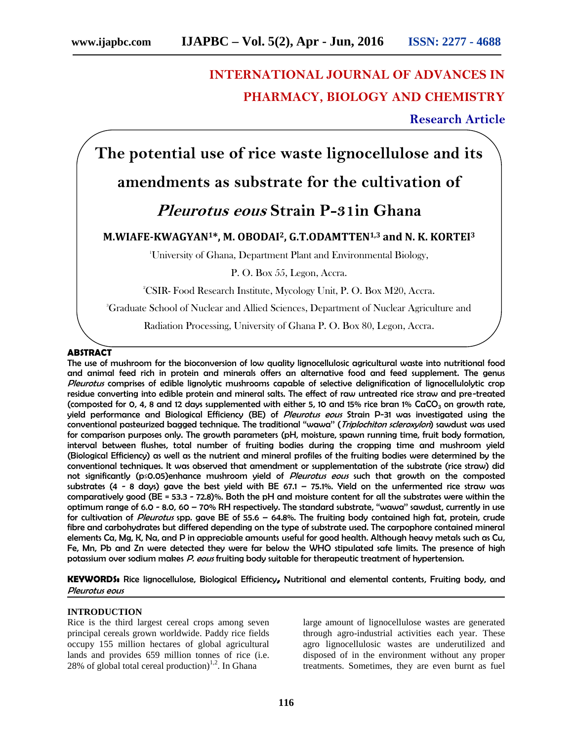**INTERNATIONAL JOURNAL OF ADVANCES IN PHARMACY, BIOLOGY AND CHEMISTRY**

**Research Article**

# The potential use of rice waste lignocellulose and its amendments as substrate for the cultivation of *Pleurotus eous* Strain P-31in Ghana

**M.WIAFE-KWAGYAN[1]*, M. OBODAI[2], G.T.ODAMTTEN[1,3] and N. K. KORTEI[3]**

[1]University of Ghana, Department Plant and Environmental Biology, P. O. Box 55, Legon, Accra.

[2]CSIR- Food Research Institute, Mycology Unit, P. O. Box M20, Accra.

[3]Graduate School of Nuclear and Allied Sciences, Department of Nuclear Agriculture and Radiation Processing, University of Ghana P. O. Box 80, Legon, Accra.

## ABSTRACT

**The use of mushroom for the bioconversion of low quality lignocellulosic agricultural waste into nutritional food and animal feed rich in protein and minerals offers an alternative food and feed supplement. The genus *Pleurotus* comprises of edible lignolytic mushrooms capable of selective delignification of lignocellulolytic crop residue converting into edible protein and mineral salts. The effect of raw untreated rice straw and pre-treated (composted for 0, 4, 8 and 12 days supplemented with either 5, 10 and 15% rice bran 1% $CaCO_3$ on growth rate, yield performance and Biological Efficiency (BE) of *Pleurotus eous* Strain P-31 was investigated using the conventional pasteurized bagged technique. The traditional "wawa" (*Triplochiton scleroxylon*) sawdust was used for comparison purposes only. The growth parameters (pH, moisture, spawn running time, fruit body formation, interval between flushes, total number of fruiting bodies during the cropping time and mushroom yield (Biological Efficiency) as well as the nutrient and mineral profiles of the fruiting bodies were determined by the conventional techniques. It was observed that amendment or supplementation of the substrate (rice straw) did not significantly ($p \leq 0.05$)enhance mushroom yield of *Pleurotus eous* such that growth on the composted substrates (4 - 8 days) gave the best yield with BE 67.1 – 75.1%. Yield on the unfermented rice straw was comparatively good (BE = 53.3 - 72.8)%. Both the pH and moisture content for all the substrates were within the optimum range of 6.0 - 8.0, 60 – 70% RH respectively. The standard substrate, "wawa" sawdust, currently in use for cultivation of *Pleurotus* spp. gave BE of 55.6 – 64.8%. The fruiting body contained high fat, protein, crude fibre and carbohydrates but differed depending on the type of substrate used. The carpophore contained mineral elements Ca, Mg, K, Na, and P in appreciable amounts useful for good health. Although heavy metals such as Cu, Fe, Mn, Pb and Zn were detected they were far below the WHO stipulated safe limits. The presence of high potassium over sodium makes *P. eous* fruiting body suitable for therapeutic treatment of hypertension.**

**KEYWORDS:** Rice lignocellulose, Biological Efficiency**,** Nutritional and elemental contents, Fruiting body, and *Pleurotus eous*

## INTRODUCTION

Rice is the third largest cereal crops among seven principal cereals grown worldwide. Paddy rice fields occupy 155 million hectares of global agricultural lands and provides 659 million tonnes of rice (i.e. 28% of global total cereal production)[1,2]. In Ghana large amount of lignocellulose wastes are generated through agro-industrial activities each year. These agro lignocellulosic wastes are underutilized and disposed of in the environment without any proper treatments. Sometimes, they are even burnt as fuel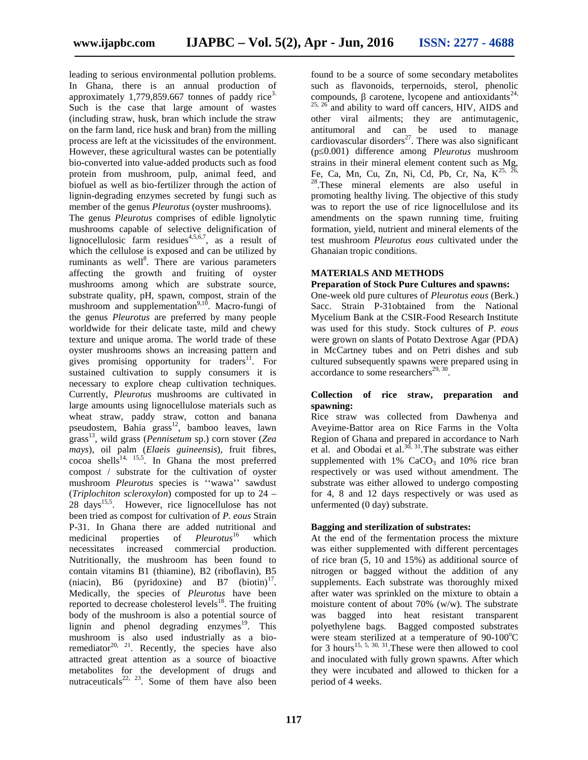leading to serious environmental pollution problems. In Ghana, there is an annual production of approximately 1,779,859.667 tonnes of paddy rice[3]. Such is the case that large amount of wastes (including straw, husk, bran which include the straw on the farm land, rice husk and bran) from the milling process are left at the vicissitudes of the environment. However, these agricultural wastes can be potentially bio-converted into value-added products such as food protein from mushroom, pulp, animal feed, and biofuel as well as bio-fertilizer through the action of lignin-degrading enzymes secreted by fungi such as member of the genus *Pleurotus* (oyster mushrooms).

The genus *Pleurotus* comprises of edible lignolytic mushrooms capable of selective delignification of lignocellulosic farm residues[4,5,6,7], as a result of which the cellulose is exposed and can be utilized by ruminants as well[8]. There are various parameters affecting the growth and fruiting of oyster mushrooms among which are substrate source, substrate quality, pH, spawn, compost, strain of the mushroom and supplementation[9,10]. Macro-fungi of the genus *Pleurotus* are preferred by many people worldwide for their delicate taste, mild and chewy texture and unique aroma. The world trade of these oyster mushrooms shows an increasing pattern and gives promising opportunity for traders[11]. For sustained cultivation to supply consumers it is necessary to explore cheap cultivation techniques. Currently, *Pleurotus* mushrooms are cultivated in large amounts using lignocellulose materials such as wheat straw, paddy straw, cotton and banana pseudostem, Bahia grass[12], bamboo leaves, lawn grass[13], wild grass (*Pennisetum* sp.) corn stover (*Zea mays*), oil palm (*Elaeis guineensis*), fruit fibres, cocoa shells[14, 15,5]. In Ghana the most preferred compost / substrate for the cultivation of oyster mushroom *Pleurotus* species is ''wawa'' sawdust (*Triplochiton scleroxylon*) composted for up to 24 – 28 days[15,5]. However, rice lignocellulose has not been tried as compost for cultivation of *P. eous* Strain P-31. In Ghana there are added nutritional and medicinal properties of *Pleurotus*[16] which necessitates increased commercial production. Nutritionally, the mushroom has been found to contain vitamins B1 (thiamine), B2 (riboflavin), B5 (niacin), B6 (pyridoxine) and B7 (biotin)[17]. Medically, the species of *Pleurotus* have been reported to decrease cholesterol levels[18]. The fruiting body of the mushroom is also a potential source of lignin and phenol degrading enzymes[19]. This mushroom is also used industrially as a bio-remediator[20, 21]. Recently, the species have also attracted great attention as a source of bioactive metabolites for the development of drugs and nutraceuticals[22, 23]. Some of them have also been found to be a source of some secondary metabolites such as flavonoids, terpernoids, sterol, phenolic compounds, β carotene, lycopene and antioxidants[24, 25, 26] and ability to ward off cancers, HIV, AIDS and other viral ailments; they are antimutagenic, antitumoral and can be used to manage cardiovascular disorders[27]. There was also significant ($p \leq 0.001$) difference among *Pleurotus* mushroom strains in their mineral element content such as Mg, Fe, Ca, Mn, Cu, Zn, Ni, Cd, Pb, Cr, Na, K[25, 26, 28]. These mineral elements are also useful in promoting healthy living. The objective of this study was to report the use of rice lignocellulose and its amendments on the spawn running time, fruiting formation, yield, nutrient and mineral elements of the test mushroom *Pleurotus eous* cultivated under the Ghanaian tropic conditions.

## MATERIALS AND METHODS

### Preparation of Stock Pure Cultures and spawns:

One-week old pure cultures of *Pleurotus eous* (Berk.) Sacc. Strain P-31obtained from the National Mycelium Bank at the CSIR-Food Research Institute was used for this study. Stock cultures of *P. eous* were grown on slants of Potato Dextrose Agar (PDA) in McCartney tubes and on Petri dishes and sub cultured subsequently spawns were prepared using in accordance to some researchers[29, 30].

### Collection of rice straw, preparation and spawning:

Rice straw was collected from Dawhenya and Aveyime-Battor area on Rice Farms in the Volta Region of Ghana and prepared in accordance to Narh et al. and Obodai et al.[30, 31]. The substrate was either supplemented with 1% $CaCO_3$ and 10% rice bran respectively or was used without amendment. The substrate was either allowed to undergo composting for 4, 8 and 12 days respectively or was used as unfermented (0 day) substrate.

### Bagging and sterilization of substrates:

At the end of the fermentation process the mixture was either supplemented with different percentages of rice bran (5, 10 and 15%) as additional source of nitrogen or bagged without the addition of any supplements. Each substrate was thoroughly mixed after water was sprinkled on the mixture to obtain a moisture content of about 70% (w/w). The substrate was bagged into heat resistant transparent polyethylene bags. Bagged composted substrates were steam sterilized at a temperature of 90-100°C for 3 hours[15, 5, 30, 31]. These were then allowed to cool and inoculated with fully grown spawns. After which they were incubated and allowed to thicken for a period of 4 weeks.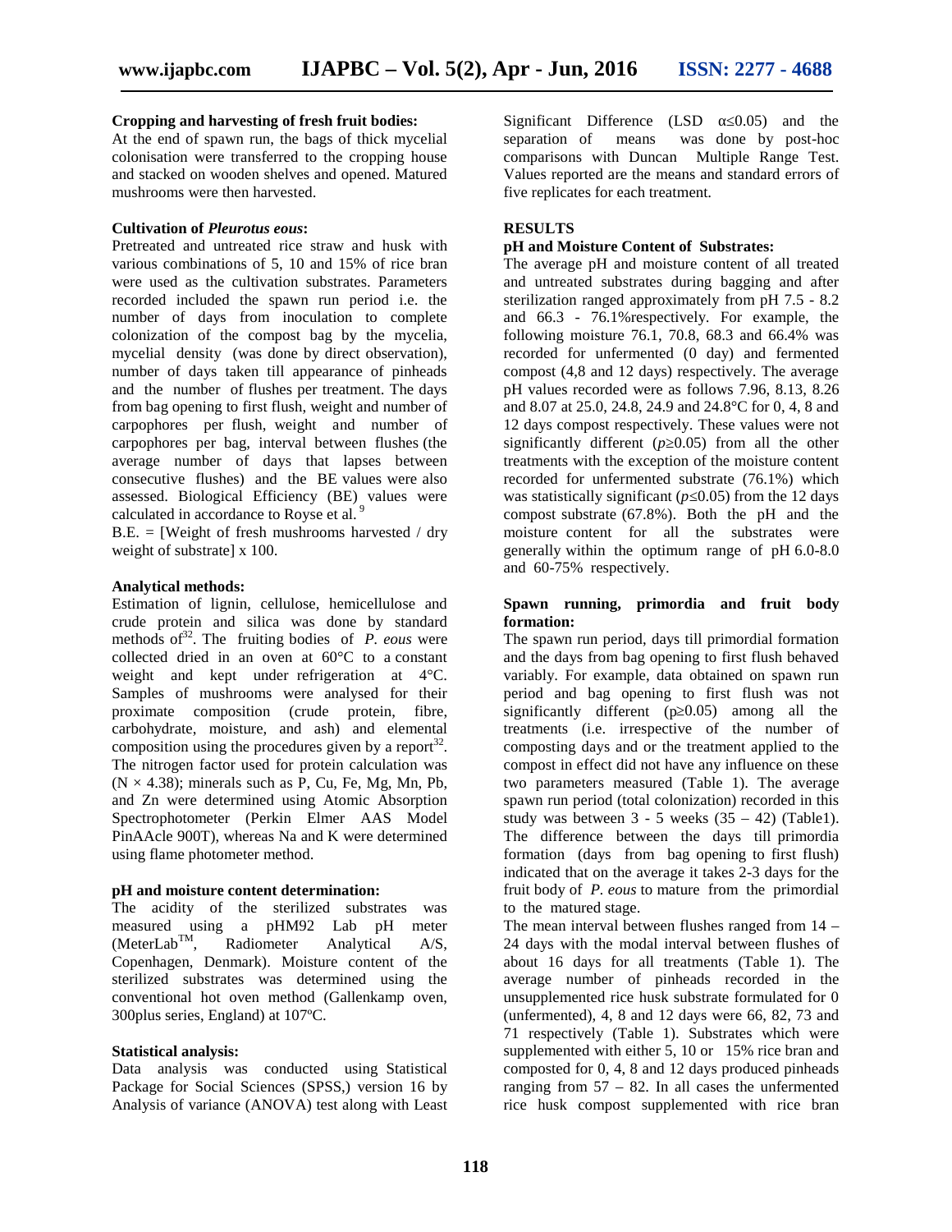**Cropping and harvesting of fresh fruit bodies:**
At the end of spawn run, the bags of thick mycelial colonisation were transferred to the cropping house and stacked on wooden shelves and opened. Matured mushrooms were then harvested.

**Cultivation of *Pleurotus eous*:**
Pretreated and untreated rice straw and husk with various combinations of 5, 10 and 15% of rice bran were used as the cultivation substrates. Parameters recorded included the spawn run period i.e. the number of days from inoculation to complete colonization of the compost bag by the mycelia, mycelial density (was done by direct observation), number of days taken till appearance of pinheads and the number of flushes per treatment. The days from bag opening to first flush, weight and number of carpophores per flush, weight and number of carpophores per bag, interval between flushes (the average number of days that lapses between consecutive flushes) and the BE values were also assessed. Biological Efficiency (BE) values were calculated in accordance to Royse et al. [9]

B.E. = [Weight of fresh mushrooms harvested / dry weight of substrate] x 100.

**Analytical methods:**
Estimation of lignin, cellulose, hemicellulose and crude protein and silica was done by standard methods of[32]. The fruiting bodies of *P. eous* were collected dried in an oven at 60°C to a constant weight and kept under refrigeration at 4°C. Samples of mushrooms were analysed for their proximate composition (crude protein, fibre, carbohydrate, moisture, and ash) and elemental composition using the procedures given by a report[32]. The nitrogen factor used for protein calculation was ($N \times 4.38$); minerals such as P, Cu, Fe, Mg, Mn, Pb, and Zn were determined using Atomic Absorption Spectrophotometer (Perkin Elmer AAS Model PinAAcle 900T), whereas Na and K were determined using flame photometer method.

**pH and moisture content determination:**
The acidity of the sterilized substrates was measured using a pHM92 Lab pH meter (MeterLab™, Radiometer Analytical A/S, Copenhagen, Denmark). Moisture content of the sterilized substrates was determined using the conventional hot oven method (Gallenkamp oven, 300plus series, England) at 107ºC.

**Statistical analysis:**
Data analysis was conducted using Statistical Package for Social Sciences (SPSS,) version 16 by Analysis of variance (ANOVA) test along with Least Significant Difference (LSD $\alpha \leq 0.05$) and the separation of means was done by post-hoc comparisons with Duncan Multiple Range Test. Values reported are the means and standard errors of five replicates for each treatment.

## RESULTS

**pH and Moisture Content of Substrates:**
The average pH and moisture content of all treated and untreated substrates during bagging and after sterilization ranged approximately from pH 7.5 - 8.2 and 66.3 - 76.1%respectively. For example, the following moisture 76.1, 70.8, 68.3 and 66.4% was recorded for unfermented (0 day) and fermented compost (4,8 and 12 days) respectively. The average pH values recorded were as follows 7.96, 8.13, 8.26 and 8.07 at 25.0, 24.8, 24.9 and 24.8°C for 0, 4, 8 and 12 days compost respectively. These values were not significantly different ($p \geq 0.05$) from all the other treatments with the exception of the moisture content recorded for unfermented substrate (76.1%) which was statistically significant ($p \leq 0.05$) from the 12 days compost substrate (67.8%). Both the pH and the moisture content for all the substrates were generally within the optimum range of pH 6.0-8.0 and 60-75% respectively.

**Spawn running, primordia and fruit body formation:**
The spawn run period, days till primordial formation and the days from bag opening to first flush behaved variably. For example, data obtained on spawn run period and bag opening to first flush was not significantly different ($p \geq 0.05$) among all the treatments (i.e. irrespective of the number of composting days and or the treatment applied to the compost in effect did not have any influence on these two parameters measured (Table 1). The average spawn run period (total colonization) recorded in this study was between 3 - 5 weeks (35 – 42) (Table1). The difference between the days till primordia formation (days from bag opening to first flush) indicated that on the average it takes 2-3 days for the fruit body of *P. eous* to mature from the primordial to the matured stage.

The mean interval between flushes ranged from 14 – 24 days with the modal interval between flushes of about 16 days for all treatments (Table 1). The average number of pinheads recorded in the unsupplemented rice husk substrate formulated for 0 (unfermented), 4, 8 and 12 days were 66, 82, 73 and 71 respectively (Table 1). Substrates which were supplemented with either 5, 10 or 15% rice bran and composted for 0, 4, 8 and 12 days produced pinheads ranging from 57 – 82. In all cases the unfermented rice husk compost supplemented with rice bran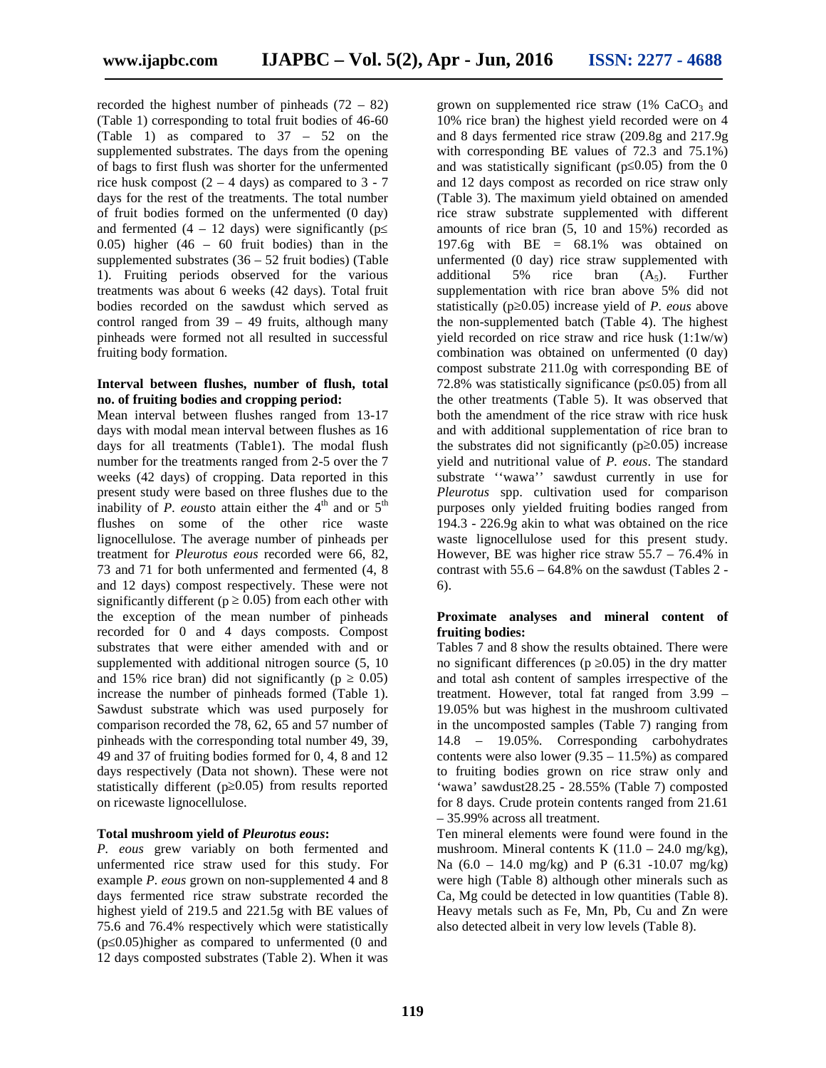recorded the highest number of pinheads (72 – 82) (Table 1) corresponding to total fruit bodies of 46-60 (Table 1) as compared to 37 – 52 on the supplemented substrates. The days from the opening of bags to first flush was shorter for the unfermented rice husk compost (2 – 4 days) as compared to 3 - 7 days for the rest of the treatments. The total number of fruit bodies formed on the unfermented (0 day) and fermented (4 – 12 days) were significantly ($p \leq 0.05$) higher (46 – 60 fruit bodies) than in the supplemented substrates (36 – 52 fruit bodies) (Table 1). Fruiting periods observed for the various treatments was about 6 weeks (42 days). Total fruit bodies recorded on the sawdust which served as control ranged from 39 – 49 fruits, although many pinheads were formed not all resulted in successful fruiting body formation.

**Interval between flushes, number of flush, total no. of fruiting bodies and cropping period:**

Mean interval between flushes ranged from 13-17 days with modal mean interval between flushes as 16 days for all treatments (Table1). The modal flush number for the treatments ranged from 2-5 over the 7 weeks (42 days) of cropping. Data reported in this present study were based on three flushes due to the inability of *P. eous*to attain either the $4^{th}$ and or $5^{th}$ flushes on some of the other rice waste lignocellulose. The average number of pinheads per treatment for *Pleurotus eous* recorded were 66, 82, 73 and 71 for both unfermented and fermented (4, 8 and 12 days) compost respectively. These were not significantly different ($p \geq 0.05$) from each other with the exception of the mean number of pinheads recorded for 0 and 4 days composts. Compost substrates that were either amended with and or supplemented with additional nitrogen source (5, 10 and 15% rice bran) did not significantly ($p \geq 0.05$) increase the number of pinheads formed (Table 1). Sawdust substrate which was used purposely for comparison recorded the 78, 62, 65 and 57 number of pinheads with the corresponding total number 49, 39, 49 and 37 of fruiting bodies formed for 0, 4, 8 and 12 days respectively (Data not shown). These were not statistically different ($p \geq 0.05$) from results reported on ricewaste lignocellulose.

**Total mushroom yield of *Pleurotus eous*:**

*P. eous* grew variably on both fermented and unfermented rice straw used for this study. For example *P. eous* grown on non-supplemented 4 and 8 days fermented rice straw substrate recorded the highest yield of 219.5 and 221.5g with BE values of 75.6 and 76.4% respectively which were statistically ($p \leq 0.05$)higher as compared to unfermented (0 and 12 days composted substrates (Table 2). When it was grown on supplemented rice straw (1% $CaCO_3$ and 10% rice bran) the highest yield recorded were on 4 and 8 days fermented rice straw (209.8g and 217.9g with corresponding BE values of 72.3 and 75.1%) and was statistically significant ($p \leq 0.05$) from the 0 and 12 days compost as recorded on rice straw only (Table 3). The maximum yield obtained on amended rice straw substrate supplemented with different amounts of rice bran (5, 10 and 15%) recorded as 197.6g with BE = 68.1% was obtained on unfermented (0 day) rice straw supplemented with additional 5% rice bran ($A_5$). Further supplementation with rice bran above 5% did not statistically ($p \geq 0.05$) increase yield of *P. eous* above the non-supplemented batch (Table 4). The highest yield recorded on rice straw and rice husk (1:1w/w) combination was obtained on unfermented (0 day) compost substrate 211.0g with corresponding BE of 72.8% was statistically significance ($p \leq 0.05$) from all the other treatments (Table 5). It was observed that both the amendment of the rice straw with rice husk and with additional supplementation of rice bran to the substrates did not significantly ($p \geq 0.05$) increase yield and nutritional value of *P. eous*. The standard substrate ''wawa'' sawdust currently in use for *Pleurotus* spp. cultivation used for comparison purposes only yielded fruiting bodies ranged from 194.3 - 226.9g akin to what was obtained on the rice waste lignocellulose used for this present study. However, BE was higher rice straw 55.7 – 76.4% in contrast with 55.6 – 64.8% on the sawdust (Tables 2 - 6).

**Proximate analyses and mineral content of fruiting bodies:**

Tables 7 and 8 show the results obtained. There were no significant differences ($p \geq 0.05$) in the dry matter and total ash content of samples irrespective of the treatment. However, total fat ranged from 3.99 – 19.05% but was highest in the mushroom cultivated in the uncomposted samples (Table 7) ranging from 14.8 – 19.05%. Corresponding carbohydrates contents were also lower (9.35 – 11.5%) as compared to fruiting bodies grown on rice straw only and 'wawa' sawdust28.25 - 28.55% (Table 7) composted for 8 days. Crude protein contents ranged from 21.61 – 35.99% across all treatment.

Ten mineral elements were found were found in the mushroom. Mineral contents K (11.0 – 24.0 mg/kg), Na (6.0 – 14.0 mg/kg) and P (6.31 -10.07 mg/kg) were high (Table 8) although other minerals such as Ca, Mg could be detected in low quantities (Table 8). Heavy metals such as Fe, Mn, Pb, Cu and Zn were also detected albeit in very low levels (Table 8).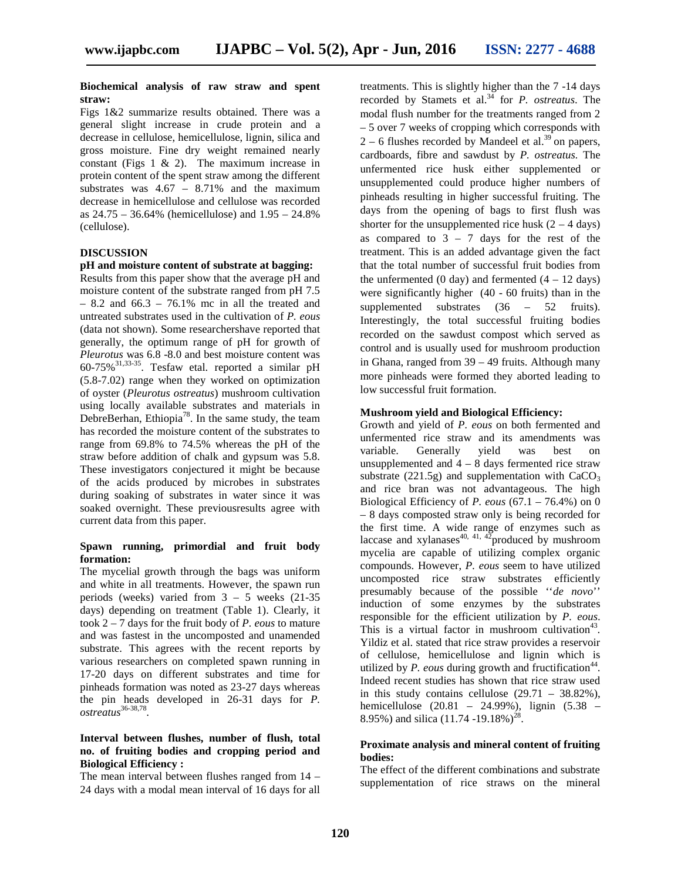**Biochemical analysis of raw straw and spent straw:**

Figs 1&2 summarize results obtained. There was a general slight increase in crude protein and a decrease in cellulose, hemicellulose, lignin, silica and gross moisture. Fine dry weight remained nearly constant (Figs 1 & 2). The maximum increase in protein content of the spent straw among the different substrates was 4.67 – 8.71% and the maximum decrease in hemicellulose and cellulose was recorded as 24.75 – 36.64% (hemicellulose) and 1.95 – 24.8% (cellulose).

## DISCUSSION

**pH and moisture content of substrate at bagging:**

Results from this paper show that the average pH and moisture content of the substrate ranged from pH 7.5 – 8.2 and 66.3 – 76.1% mc in all the treated and untreated substrates used in the cultivation of *P. eous* (data not shown). Some researchershave reported that generally, the optimum range of pH for growth of *Pleurotus* was 6.8 -8.0 and best moisture content was 60-75%[31,33-35]. Tesfaw etal. reported a similar pH (5.8-7.02) range when they worked on optimization of oyster (*Pleurotus ostreatus*) mushroom cultivation using locally available substrates and materials in DebreBerhan, Ethiopia[78]. In the same study, the team has recorded the moisture content of the substrates to range from 69.8% to 74.5% whereas the pH of the straw before addition of chalk and gypsum was 5.8. These investigators conjectured it might be because of the acids produced by microbes in substrates during soaking of substrates in water since it was soaked overnight. These previousresults agree with current data from this paper.

**Spawn running, primordial and fruit body formation:**

The mycelial growth through the bags was uniform and white in all treatments. However, the spawn run periods (weeks) varied from 3 – 5 weeks (21-35 days) depending on treatment (Table 1). Clearly, it took 2 – 7 days for the fruit body of *P. eous* to mature and was fastest in the uncomposted and unamended substrate. This agrees with the recent reports by various researchers on completed spawn running in 17-20 days on different substrates and time for pinheads formation was noted as 23-27 days whereas the pin heads developed in 26-31 days for *P. ostreatus*[36-38,78].

**Interval between flushes, number of flush, total no. of fruiting bodies and cropping period and Biological Efficiency :**

The mean interval between flushes ranged from 14 – 24 days with a modal mean interval of 16 days for all treatments. This is slightly higher than the 7 -14 days recorded by Stamets et al.[34] for *P. ostreatus*. The modal flush number for the treatments ranged from 2 – 5 over 7 weeks of cropping which corresponds with 2 – 6 flushes recorded by Mandeel et al.[39] on papers, cardboards, fibre and sawdust by *P. ostreatus*. The unfermented rice husk either supplemented or unsupplemented could produce higher numbers of pinheads resulting in higher successful fruiting. The days from the opening of bags to first flush was shorter for the unsupplemented rice husk (2 – 4 days) as compared to 3 – 7 days for the rest of the treatment. This is an added advantage given the fact that the total number of successful fruit bodies from the unfermented (0 day) and fermented (4 – 12 days) were significantly higher (40 - 60 fruits) than in the supplemented substrates (36 – 52 fruits). Interestingly, the total successful fruiting bodies recorded on the sawdust compost which served as control and is usually used for mushroom production in Ghana, ranged from 39 – 49 fruits. Although many more pinheads were formed they aborted leading to low successful fruit formation.

**Mushroom yield and Biological Efficiency:**

Growth and yield of *P. eous* on both fermented and unfermented rice straw and its amendments was variable. Generally yield was best on unsupplemented and 4 – 8 days fermented rice straw substrate (221.5g) and supplementation with $CaCO_3$ and rice bran was not advantageous. The high Biological Efficiency of *P. eous* (67.1 – 76.4%) on 0 – 8 days composted straw only is being recorded for the first time. A wide range of enzymes such as laccase and xylanases[40, 41, 42]produced by mushroom mycelia are capable of utilizing complex organic compounds. However, *P. eous* seem to have utilized uncomposted rice straw substrates efficiently presumably because of the possible ''*de novo*'' induction of some enzymes by the substrates responsible for the efficient utilization by *P. eous*. This is a virtual factor in mushroom cultivation[43]. Yildiz et al. stated that rice straw provides a reservoir of cellulose, hemicellulose and lignin which is utilized by *P. eous* during growth and fructification[44]. Indeed recent studies has shown that rice straw used in this study contains cellulose (29.71 – 38.82%), hemicellulose (20.81 – 24.99%), lignin (5.38 – 8.95%) and silica (11.74 -19.18%)[28].

**Proximate analysis and mineral content of fruiting bodies:**

The effect of the different combinations and substrate supplementation of rice straws on the mineral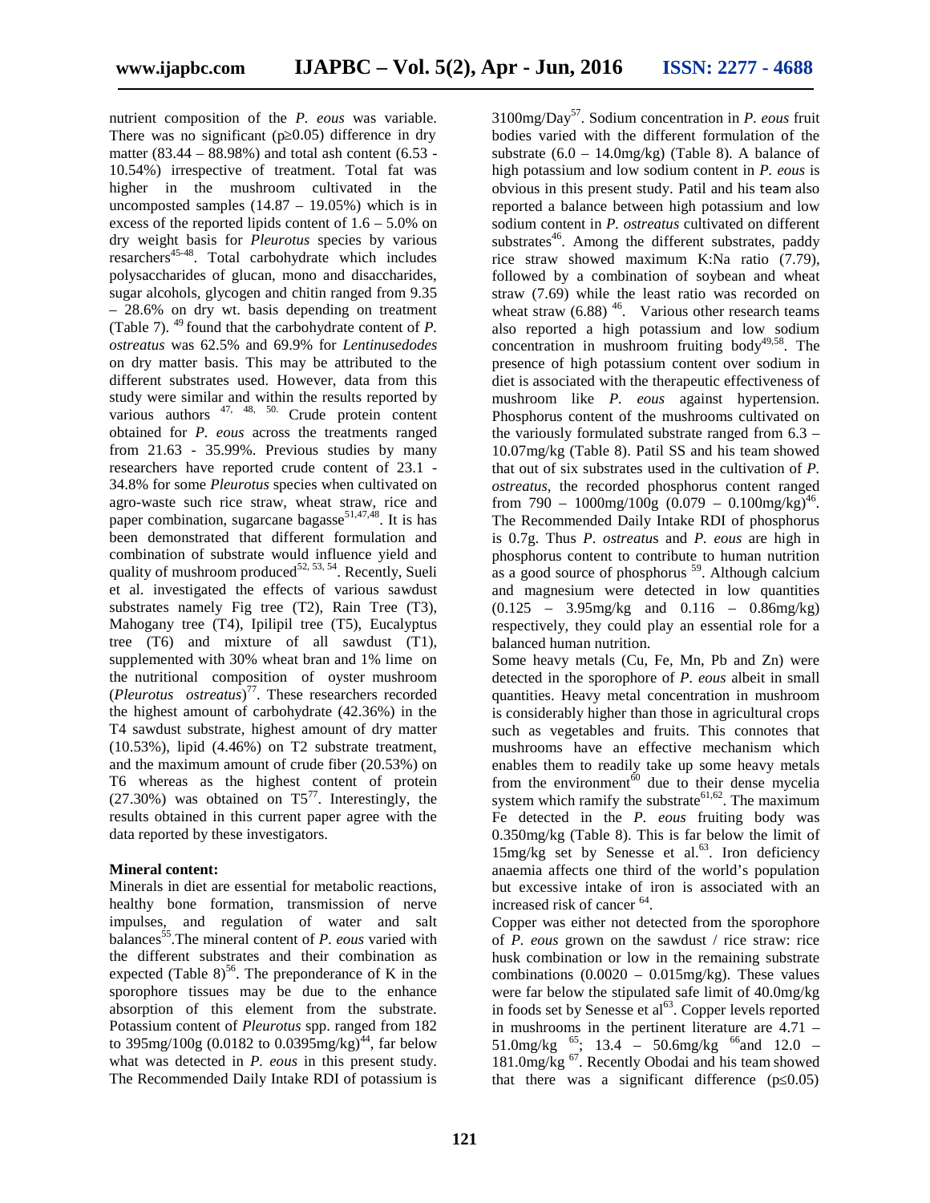nutrient composition of the *P. eous* was variable. There was no significant ($p \geq 0.05$) difference in dry matter (83.44 – 88.98%) and total ash content (6.53 - 10.54%) irrespective of treatment. Total fat was higher in the mushroom cultivated in the uncomposted samples (14.87 – 19.05%) which is in excess of the reported lipids content of 1.6 – 5.0% on dry weight basis for *Pleurotus* species by various resarchers[45-48]. Total carbohydrate which includes polysaccharides of glucan, mono and disaccharides, sugar alcohols, glycogen and chitin ranged from 9.35 – 28.6% on dry wt. basis depending on treatment (Table 7). [49] found that the carbohydrate content of *P. ostreatus* was 62.5% and 69.9% for *Lentinusedodes* on dry matter basis. This may be attributed to the different substrates used. However, data from this study were similar and within the results reported by various authors [47, 48, 50.] Crude protein content obtained for *P. eous* across the treatments ranged from 21.63 - 35.99%. Previous studies by many researchers have reported crude content of 23.1 - 34.8% for some *Pleurotus* species when cultivated on agro-waste such rice straw, wheat straw, rice and paper combination, sugarcane bagasse[51,47,48]. It is has been demonstrated that different formulation and combination of substrate would influence yield and quality of mushroom produced[52, 53, 54]. Recently, Sueli et al. investigated the effects of various sawdust substrates namely Fig tree (T2), Rain Tree (T3), Mahogany tree (T4), Ipilipil tree (T5), Eucalyptus tree (T6) and mixture of all sawdust (T1), supplemented with 30% wheat bran and 1% lime on the nutritional composition of oyster mushroom (*Pleurotus ostreatus*)[77]. These researchers recorded the highest amount of carbohydrate (42.36%) in the T4 sawdust substrate, highest amount of dry matter (10.53%), lipid (4.46%) on T2 substrate treatment, and the maximum amount of crude fiber (20.53%) on T6 whereas as the highest content of protein (27.30%) was obtained on T5[77]. Interestingly, the results obtained in this current paper agree with the data reported by these investigators.

**Mineral content:**

Minerals in diet are essential for metabolic reactions, healthy bone formation, transmission of nerve impulses, and regulation of water and salt balances[55].The mineral content of *P. eous* varied with the different substrates and their combination as expected (Table 8)[56]. The preponderance of K in the sporophore tissues may be due to the enhance absorption of this element from the substrate. Potassium content of *Pleurotus* spp. ranged from 182 to 395mg/100g (0.0182 to 0.0395mg/kg)[44], far below what was detected in *P. eous* in this present study. The Recommended Daily Intake RDI of potassium is 3100mg/Day[57]. Sodium concentration in *P. eous* fruit bodies varied with the different formulation of the substrate (6.0 – 14.0mg/kg) (Table 8). A balance of high potassium and low sodium content in *P. eous* is obvious in this present study. Patil and his team also reported a balance between high potassium and low sodium content in *P. ostreatus* cultivated on different substrates[46]. Among the different substrates, paddy rice straw showed maximum K:Na ratio (7.79), followed by a combination of soybean and wheat straw (7.69) while the least ratio was recorded on wheat straw (6.88) [46]. Various other research teams also reported a high potassium and low sodium concentration in mushroom fruiting body[49,58]. The presence of high potassium content over sodium in diet is associated with the therapeutic effectiveness of mushroom like *P. eous* against hypertension. Phosphorus content of the mushrooms cultivated on the variously formulated substrate ranged from 6.3 – 10.07mg/kg (Table 8). Patil SS and his team showed that out of six substrates used in the cultivation of *P. ostreatus*, the recorded phosphorus content ranged from 790 – 1000mg/100g (0.079 – 0.100mg/kg)[46]. The Recommended Daily Intake RDI of phosphorus is 0.7g. Thus *P. ostreatus* and *P. eous* are high in phosphorus content to contribute to human nutrition as a good source of phosphorus [59]. Although calcium and magnesium were detected in low quantities (0.125 – 3.95mg/kg and 0.116 – 0.86mg/kg) respectively, they could play an essential role for a balanced human nutrition.

Some heavy metals (Cu, Fe, Mn, Pb and Zn) were detected in the sporophore of *P. eous* albeit in small quantities. Heavy metal concentration in mushroom is considerably higher than those in agricultural crops such as vegetables and fruits. This connotes that mushrooms have an effective mechanism which enables them to readily take up some heavy metals from the environment[60] due to their dense mycelia system which ramify the substrate[61,62]. The maximum Fe detected in the *P. eous* fruiting body was 0.350mg/kg (Table 8). This is far below the limit of 15mg/kg set by Senesse et al.[63]. Iron deficiency anaemia affects one third of the world's population but excessive intake of iron is associated with an increased risk of cancer [64].

Copper was either not detected from the sporophore of *P. eous* grown on the sawdust / rice straw: rice husk combination or low in the remaining substrate combinations (0.0020 – 0.015mg/kg). These values were far below the stipulated safe limit of 40.0mg/kg in foods set by Senesse et al[63]. Copper levels reported in mushrooms in the pertinent literature are 4.71 – 51.0mg/kg [65]; 13.4 – 50.6mg/kg [66]and 12.0 – 181.0mg/kg [67]. Recently Obodai and his team showed that there was a significant difference ($p \leq 0.05$)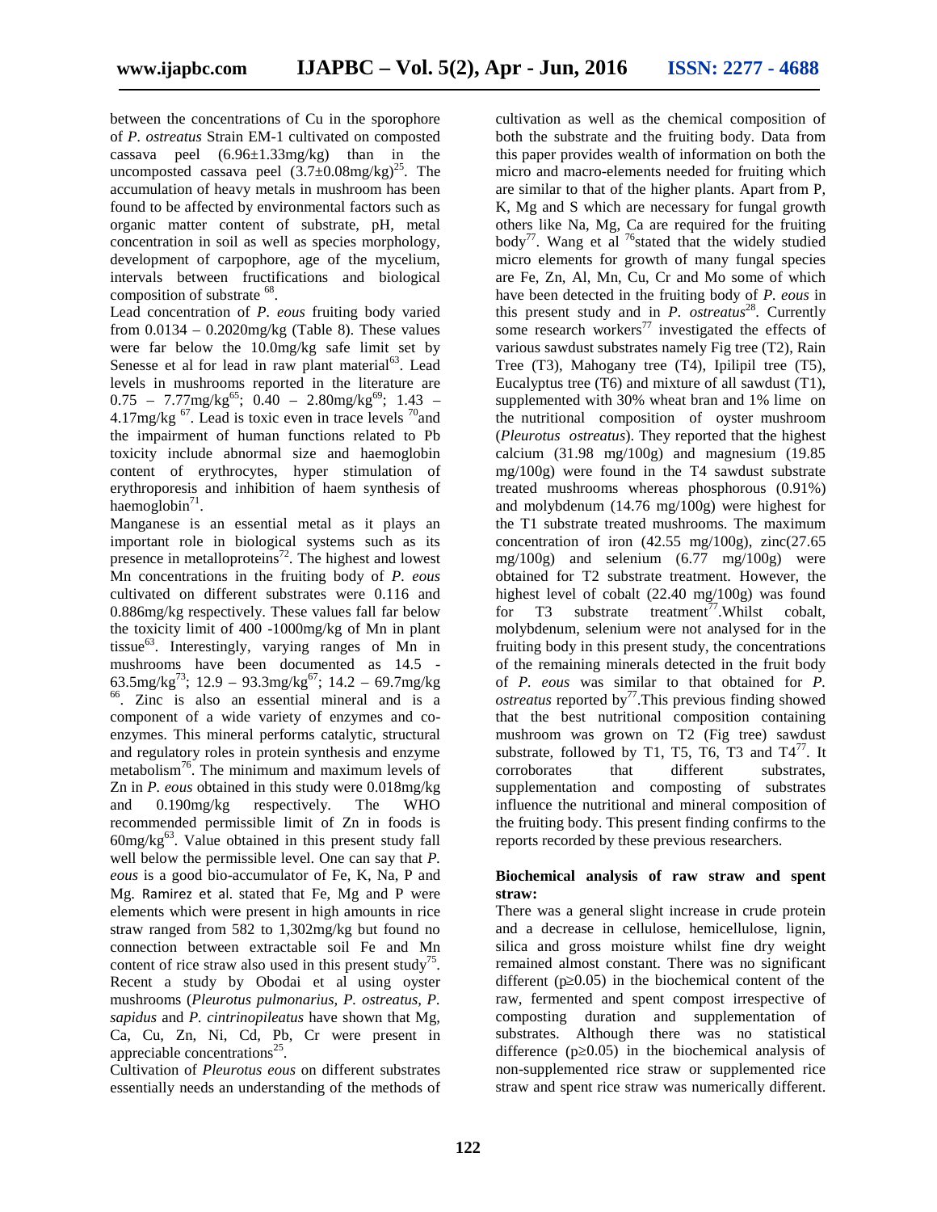between the concentrations of Cu in the sporophore of *P. ostreatus* Strain EM-1 cultivated on composted cassava peel (6.96±1.33mg/kg) than in the uncomposted cassava peel (3.7±0.08mg/kg)[25]. The accumulation of heavy metals in mushroom has been found to be affected by environmental factors such as organic matter content of substrate, pH, metal concentration in soil as well as species morphology, development of carpophore, age of the mycelium, intervals between fructifications and biological composition of substrate [68].

Lead concentration of *P. eous* fruiting body varied from 0.0134 – 0.2020mg/kg (Table 8). These values were far below the 10.0mg/kg safe limit set by Senesse et al for lead in raw plant material[63]. Lead levels in mushrooms reported in the literature are 0.75 – 7.77mg/kg[65]; 0.40 – 2.80mg/kg[69]; 1.43 – 4.17mg/kg [67]. Lead is toxic even in trace levels [70]and the impairment of human functions related to Pb toxicity include abnormal size and haemoglobin content of erythrocytes, hyper stimulation of erythroporesis and inhibition of haem synthesis of haemoglobin[71].

Manganese is an essential metal as it plays an important role in biological systems such as its presence in metalloproteins[72]. The highest and lowest Mn concentrations in the fruiting body of *P. eous* cultivated on different substrates were 0.116 and 0.886mg/kg respectively. These values fall far below the toxicity limit of 400 -1000mg/kg of Mn in plant tissue[63]. Interestingly, varying ranges of Mn in mushrooms have been documented as 14.5 - 63.5mg/kg[73]; 12.9 – 93.3mg/kg[67]; 14.2 – 69.7mg/kg [66]. Zinc is also an essential mineral and is a component of a wide variety of enzymes and co-enzymes. This mineral performs catalytic, structural and regulatory roles in protein synthesis and enzyme metabolism[76]. The minimum and maximum levels of Zn in *P. eous* obtained in this study were 0.018mg/kg and 0.190mg/kg respectively. The WHO recommended permissible limit of Zn in foods is 60mg/kg[63]. Value obtained in this present study fall well below the permissible level. One can say that *P. eous* is a good bio-accumulator of Fe, K, Na, P and Mg. Ramirez et al. stated that Fe, Mg and P were elements which were present in high amounts in rice straw ranged from 582 to 1,302mg/kg but found no connection between extractable soil Fe and Mn content of rice straw also used in this present study[75]. Recent a study by Obodai et al using oyster mushrooms (*Pleurotus pulmonarius, P. ostreatus, P. sapidus* and *P. cintrinopileatus* have shown that Mg, Ca, Cu, Zn, Ni, Cd, Pb, Cr were present in appreciable concentrations[25].

Cultivation of *Pleurotus eous* on different substrates essentially needs an understanding of the methods of cultivation as well as the chemical composition of both the substrate and the fruiting body. Data from this paper provides wealth of information on both the micro and macro-elements needed for fruiting which are similar to that of the higher plants. Apart from P, K, Mg and S which are necessary for fungal growth others like Na, Mg, Ca are required for the fruiting body[77]. Wang et al [76]stated that the widely studied micro elements for growth of many fungal species are Fe, Zn, Al, Mn, Cu, Cr and Mo some of which have been detected in the fruiting body of *P. eous* in this present study and in *P. ostreatus*[28]. Currently some research workers[77] investigated the effects of various sawdust substrates namely Fig tree (T2), Rain Tree (T3), Mahogany tree (T4), Ipilipil tree (T5), Eucalyptus tree (T6) and mixture of all sawdust (T1), supplemented with 30% wheat bran and 1% lime on the nutritional composition of oyster mushroom (*Pleurotus ostreatus*). They reported that the highest calcium (31.98 mg/100g) and magnesium (19.85 mg/100g) were found in the T4 sawdust substrate treated mushrooms whereas phosphorous (0.91%) and molybdenum (14.76 mg/100g) were highest for the T1 substrate treated mushrooms. The maximum concentration of iron (42.55 mg/100g), zinc(27.65 mg/100g) and selenium (6.77 mg/100g) were obtained for T2 substrate treatment. However, the highest level of cobalt (22.40 mg/100g) was found for T3 substrate treatment[77].Whilst cobalt, molybdenum, selenium were not analysed for in the fruiting body in this present study, the concentrations of the remaining minerals detected in the fruit body of *P. eous* was similar to that obtained for *P. ostreatus* reported by[77].This previous finding showed that the best nutritional composition containing mushroom was grown on T2 (Fig tree) sawdust substrate, followed by T1, T5, T6, T3 and T4[77]. It corroborates that different substrates, supplementation and composting of substrates influence the nutritional and mineral composition of the fruiting body. This present finding confirms to the reports recorded by these previous researchers.

**Biochemical analysis of raw straw and spent straw:**

There was a general slight increase in crude protein and a decrease in cellulose, hemicellulose, lignin, silica and gross moisture whilst fine dry weight remained almost constant. There was no significant different ($p \geq 0.05$) in the biochemical content of the raw, fermented and spent compost irrespective of composting duration and supplementation of substrates. Although there was no statistical difference ($p \geq 0.05$) in the biochemical analysis of non-supplemented rice straw or supplemented rice straw and spent rice straw was numerically different.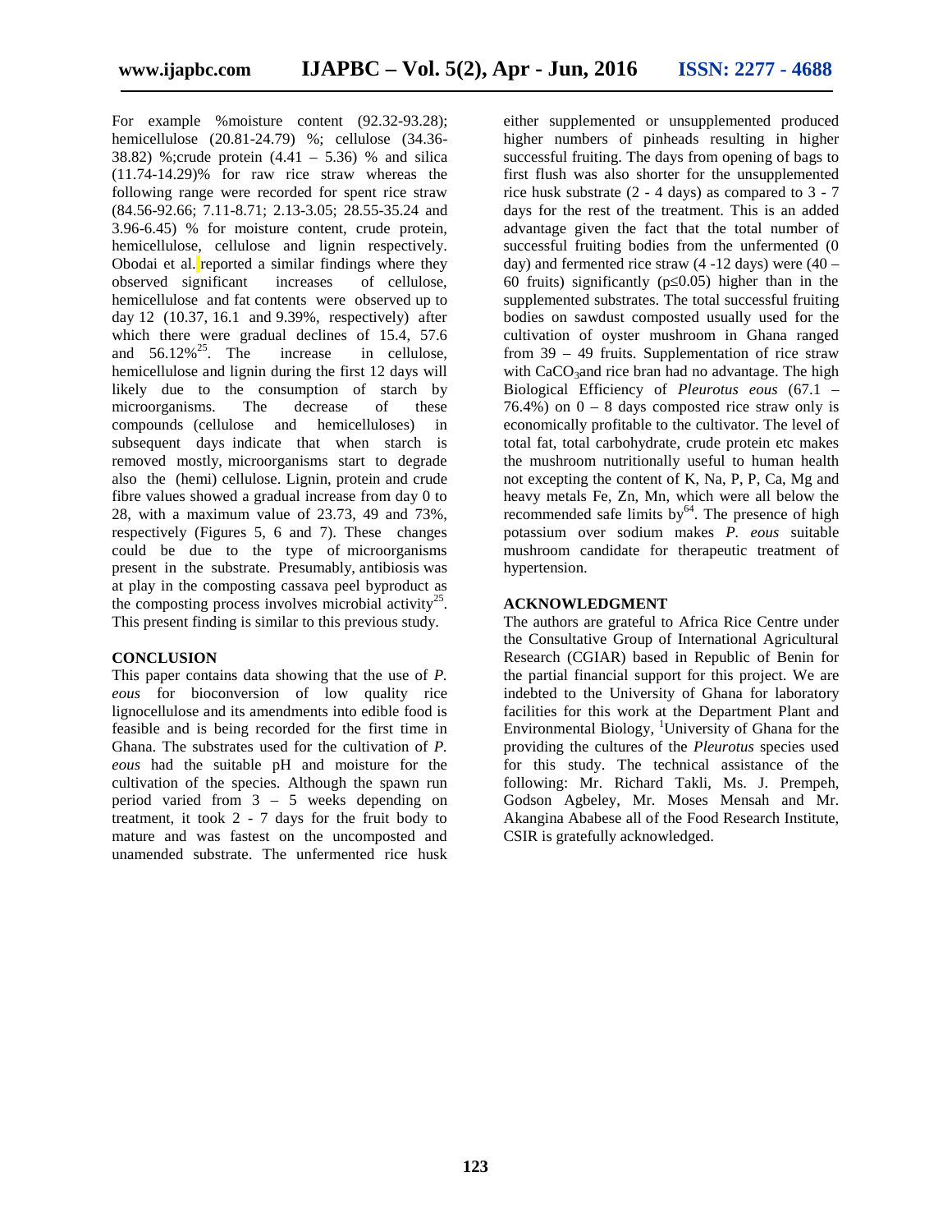For example %moisture content (92.32-93.28); hemicellulose (20.81-24.79) %; cellulose (34.36-38.82) %;crude protein (4.41 – 5.36) % and silica (11.74-14.29)% for raw rice straw whereas the following range were recorded for spent rice straw (84.56-92.66; 7.11-8.71; 2.13-3.05; 28.55-35.24 and 3.96-6.45) % for moisture content, crude protein, hemicellulose, cellulose and lignin respectively. Obodai et al. reported a similar findings where they observed significant increases of cellulose, hemicellulose and fat contents were observed up to day 12 (10.37, 16.1 and 9.39%, respectively) after which there were gradual declines of 15.4, 57.6 and 56.12%[25]. The increase in cellulose, hemicellulose and lignin during the first 12 days will likely due to the consumption of starch by microorganisms. The decrease of these compounds (cellulose and hemicelluloses) in subsequent days indicate that when starch is removed mostly, microorganisms start to degrade also the (hemi) cellulose. Lignin, protein and crude fibre values showed a gradual increase from day 0 to 28, with a maximum value of 23.73, 49 and 73%, respectively (Figures 5, 6 and 7). These changes could be due to the type of microorganisms present in the substrate. Presumably, antibiosis was at play in the composting cassava peel byproduct as the composting process involves microbial activity[25]. This present finding is similar to this previous study.

## CONCLUSION

This paper contains data showing that the use of *P. eous* for bioconversion of low quality rice lignocellulose and its amendments into edible food is feasible and is being recorded for the first time in Ghana. The substrates used for the cultivation of *P. eous* had the suitable pH and moisture for the cultivation of the species. Although the spawn run period varied from 3 – 5 weeks depending on treatment, it took 2 - 7 days for the fruit body to mature and was fastest on the uncomposted and unamended substrate. The unfermented rice husk either supplemented or unsupplemented produced higher numbers of pinheads resulting in higher successful fruiting. The days from opening of bags to first flush was also shorter for the unsupplemented rice husk substrate (2 - 4 days) as compared to 3 - 7 days for the rest of the treatment. This is an added advantage given the fact that the total number of successful fruiting bodies from the unfermented (0 day) and fermented rice straw (4 -12 days) were (40 – 60 fruits) significantly ($p \leq 0.05$) higher than in the supplemented substrates. The total successful fruiting bodies on sawdust composted usually used for the cultivation of oyster mushroom in Ghana ranged from 39 – 49 fruits. Supplementation of rice straw with $CaCO_3$and rice bran had no advantage. The high Biological Efficiency of *Pleurotus eous* (67.1 – 76.4%) on 0 – 8 days composted rice straw only is economically profitable to the cultivator. The level of total fat, total carbohydrate, crude protein etc makes the mushroom nutritionally useful to human health not excepting the content of K, Na, P, P, Ca, Mg and heavy metals Fe, Zn, Mn, which were all below the recommended safe limits by[64]. The presence of high potassium over sodium makes *P. eous* suitable mushroom candidate for therapeutic treatment of hypertension.

## ACKNOWLEDGMENT

The authors are grateful to Africa Rice Centre under the Consultative Group of International Agricultural Research (CGIAR) based in Republic of Benin for the partial financial support for this project. We are indebted to the University of Ghana for laboratory facilities for this work at the Department Plant and Environmental Biology, [1]University of Ghana for the providing the cultures of the *Pleurotus* species used for this study. The technical assistance of the following: Mr. Richard Takli, Ms. J. Prempeh, Godson Agbeley, Mr. Moses Mensah and Mr. Akangina Ababese all of the Food Research Institute, CSIR is gratefully acknowledged.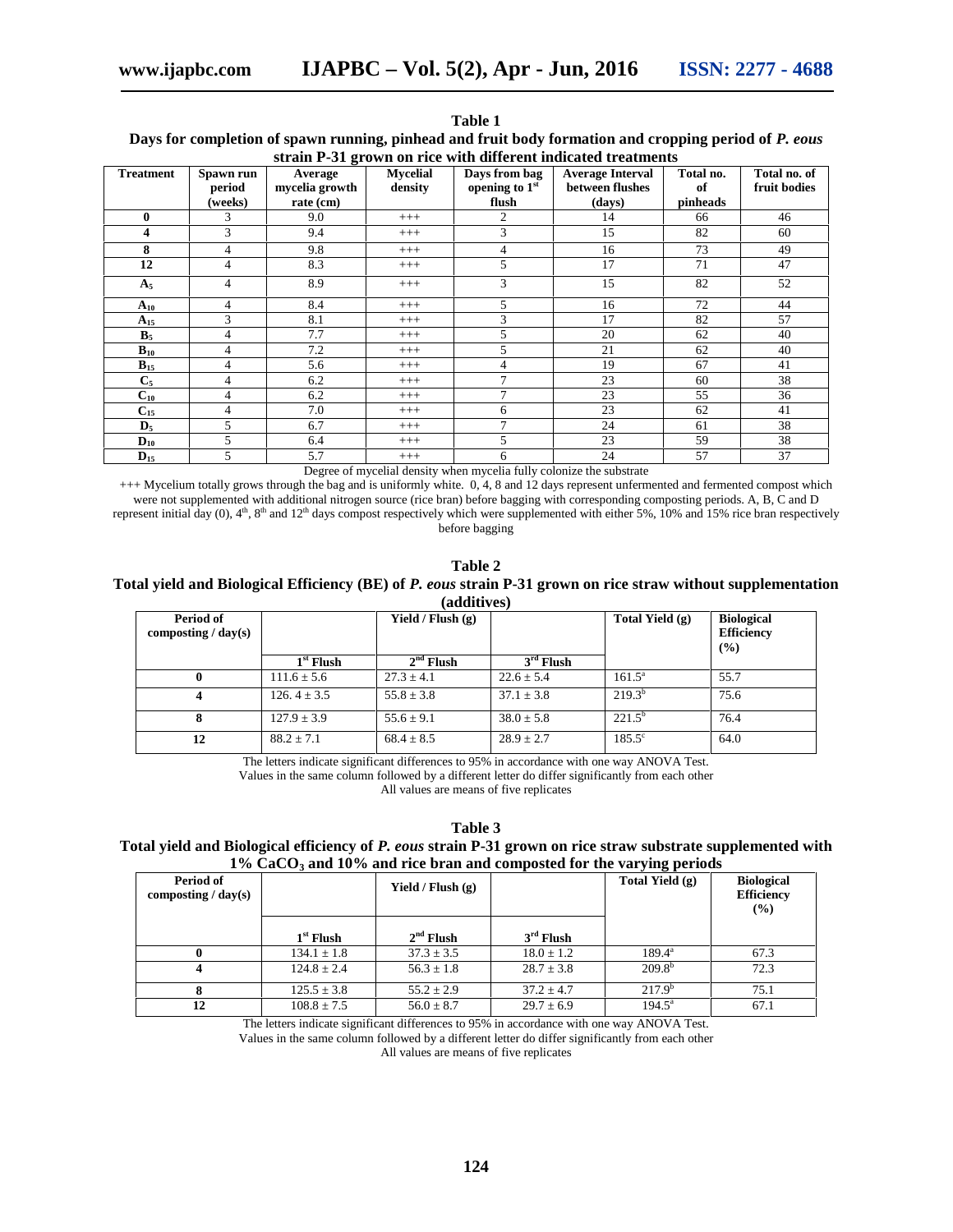**Table 1**
**Days for completion of spawn running, pinhead and fruit body formation and cropping period of *P. eous* strain P-31 grown on rice with different indicated treatments**

| Treatment | Spawn run period (weeks) | Average mycelia growth rate (cm) | Mycelial density | Days from bag opening to 1st flush | Average Interval between flushes (days) | Total no. of pinheads | Total no. of fruit bodies |
|---|---|---|---|---|---|---|---|
| **0** | 3 | 9.0 | +++ | 2 | 14 | 66 | 46 |
| **4** | 3 | 9.4 | +++ | 3 | 15 | 82 | 60 |
| **8** | 4 | 9.8 | +++ | 4 | 16 | 73 | 49 |
| **12** | 4 | 8.3 | +++ | 5 | 17 | 71 | 47 |
| $A_5$ | 4 | 8.9 | +++ | 3 | 15 | 82 | 52 |
| $A_{10}$ | 4 | 8.4 | +++ | 5 | 16 | 72 | 44 |
| $A_{15}$ | 3 | 8.1 | +++ | 3 | 17 | 82 | 57 |
| $B_5$ | 4 | 7.7 | +++ | 5 | 20 | 62 | 40 |
| $B_{10}$ | 4 | 7.2 | +++ | 5 | 21 | 62 | 40 |
| $B_{15}$ | 4 | 5.6 | +++ | 4 | 19 | 67 | 41 |
| $C_5$ | 4 | 6.2 | +++ | 7 | 23 | 60 | 38 |
| $C_{10}$ | 4 | 6.2 | +++ | 7 | 23 | 55 | 36 |
| $C_{15}$ | 4 | 7.0 | +++ | 6 | 23 | 62 | 41 |
| $D_5$ | 5 | 6.7 | +++ | 7 | 24 | 61 | 38 |
| $D_{10}$ | 5 | 6.4 | +++ | 5 | 23 | 59 | 38 |
| $D_{15}$ | 5 | 5.7 | +++ | 6 | 24 | 57 | 37 |

Degree of mycelial density when mycelia fully colonize the substrate

+++ Mycelium totally grows through the bag and is uniformly white. 0, 4, 8 and 12 days represent unfermented and fermented compost which were not supplemented with additional nitrogen source (rice bran) before bagging with corresponding composting periods. A, B, C and D represent initial day (0), 4th, 8th and 12th days compost respectively which were supplemented with either 5%, 10% and 15% rice bran respectively before bagging

**Table 2**
**Total yield and Biological Efficiency (BE) of *P. eous* strain P-31 grown on rice straw without supplementation (additives)**

| Period of composting / day(s) | Yield / Flush (g) | | | Total Yield (g) | Biological Efficiency (%) |
|---|---|---|---|---|---|
| | 1st Flush | 2nd Flush | 3rd Flush | | |
| **0** | 111.6 ± 5.6 | 27.3 ± 4.1 | 22.6 ± 5.4 | $161.5^a$ | 55.7 |
| **4** | 126. 4 ± 3.5 | 55.8 ± 3.8 | 37.1 ± 3.8 | $219.3^b$ | 75.6 |
| **8** | 127.9 ± 3.9 | 55.6 ± 9.1 | 38.0 ± 5.8 | $221.5^b$ | 76.4 |
| **12** | 88.2 ± 7.1 | 68.4 ± 8.5 | 28.9 ± 2.7 | $185.5^c$ | 64.0 |

The letters indicate significant differences to 95% in accordance with one way ANOVA Test.
Values in the same column followed by a different letter do differ significantly from each other
All values are means of five replicates

**Table 3**
**Total yield and Biological efficiency of *P. eous* strain P-31 grown on rice straw substrate supplemented with 1% $CaCO_3$ and 10% and rice bran and composted for the varying periods**

| Period of composting / day(s) | Yield / Flush (g) | | | Total Yield (g) | Biological Efficiency (%) |
|---|---|---|---|---|---|
| | 1st Flush | 2nd Flush | 3rd Flush | | |
| **0** | 134.1 ± 1.8 | 37.3 ± 3.5 | 18.0 ± 1.2 | $189.4^a$ | 67.3 |
| **4** | 124.8 ± 2.4 | 56.3 ± 1.8 | 28.7 ± 3.8 | $209.8^b$ | 72.3 |
| **8** | 125.5 ± 3.8 | 55.2 ± 2.9 | 37.2 ± 4.7 | $217.9^b$ | 75.1 |
| **12** | 108.8 ± 7.5 | 56.0 ± 8.7 | 29.7 ± 6.9 | $194.5^a$ | 67.1 |

The letters indicate significant differences to 95% in accordance with one way ANOVA Test.
Values in the same column followed by a different letter do differ significantly from each other
All values are means of five replicates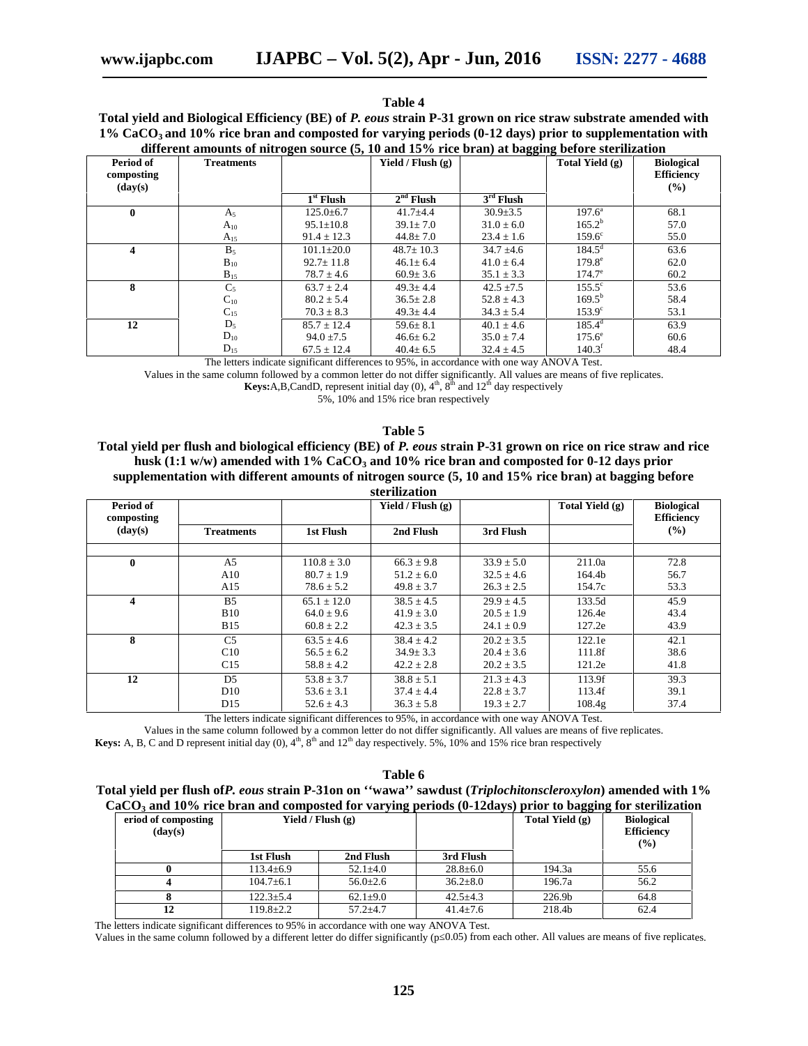**Table 4**

**Total yield and Biological Efficiency (BE) of *P. eous* strain P-31 grown on rice straw substrate amended with 1% $CaCO_3$ and 10% rice bran and composted for varying periods (0-12 days) prior to supplementation with different amounts of nitrogen source (5, 10 and 15% rice bran) at bagging before sterilization**

| Period of composting (day(s)) | Treatments | | Yield / Flush (g) | | Total Yield (g) | Biological Efficiency (%) |
|---|---|---|---|---|---|---|
| | | 1st Flush | 2nd Flush | 3rd Flush | | |
| 0 | $A_5$ | 125.0±6.7 | 41.7±4.4 | 30.9±3.5 | 197.6$^a$ | 68.1 |
| | $A_{10}$ | 95.1±10.8 | 39.1± 7.0 | 31.0 ± 6.0 | 165.2$^b$ | 57.0 |
| | $A_{15}$ | 91.4 ± 12.3 | 44.8± 7.0 | 23.4 ± 1.6 | 159.6$^c$ | 55.0 |
| 4 | $B_5$ | 101.1±20.0 | 48.7± 10.3 | 34.7 ±4.6 | 184.5$^d$ | 63.6 |
| | $B_{10}$ | 92.7± 11.8 | 46.1± 6.4 | 41.0 ± 6.4 | 179.8$^e$ | 62.0 |
| | $B_{15}$ | 78.7 ± 4.6 | 60.9± 3.6 | 35.1 ± 3.3 | 174.7$^e$ | 60.2 |
| 8 | $C_5$ | 63.7 ± 2.4 | 49.3± 4.4 | 42.5 ±7.5 | 155.5$^c$ | 53.6 |
| | $C_{10}$ | 80.2 ± 5.4 | 36.5± 2.8 | 52.8 ± 4.3 | 169.5$^b$ | 58.4 |
| | $C_{15}$ | 70.3 ± 8.3 | 49.3± 4.4 | 34.3 ± 5.4 | 153.9$^c$ | 53.1 |
| 12 | $D_5$ | 85.7 ± 12.4 | 59.6± 8.1 | 40.1 ± 4.6 | 185.4$^d$ | 63.9 |
| | $D_{10}$ | 94.0 ±7.5 | 46.6± 6.2 | 35.0 ± 7.4 | 175.6$^e$ | 60.6 |
| | $D_{15}$ | 67.5 ± 12.4 | 40.4± 6.5 | 32.4 ± 4.5 | 140.3$^f$ | 48.4 |

The letters indicate significant differences to 95%, in accordance with one way ANOVA Test.

Values in the same column followed by a common letter do not differ significantly. All values are means of five replicates.

**Keys:** A,B,CandD, represent initial day (0), 4th, 8th and 12th day respectively

5%, 10% and 15% rice bran respectively

**Table 5**

**Total yield per flush and biological efficiency (BE) of *P. eous* strain P-31 grown on rice on rice straw and rice husk (1:1 w/w) amended with 1% $CaCO_3$ and 10% rice bran and composted for 0-12 days prior supplementation with different amounts of nitrogen source (5, 10 and 15% rice bran) at bagging before sterilization**

| Period of composting (day(s)) | Treatments | 1st Flush | Yield / Flush (g) 2nd Flush | 3rd Flush | Total Yield (g) | Biological Efficiency (%) |
|---|---|---|---|---|---|---|
| 0 | A5 | 110.8 ± 3.0 | 66.3 ± 9.8 | 33.9 ± 5.0 | 211.0a | 72.8 |
| | A10 | 80.7 ± 1.9 | 51.2 ± 6.0 | 32.5 ± 4.6 | 164.4b | 56.7 |
| | A15 | 78.6 ± 5.2 | 49.8 ± 3.7 | 26.3 ± 2.5 | 154.7c | 53.3 |
| 4 | B5 | 65.1 ± 12.0 | 38.5 ± 4.5 | 29.9 ± 4.5 | 133.5d | 45.9 |
| | B10 | 64.0 ± 9.6 | 41.9 ± 3.0 | 20.5 ± 1.9 | 126.4e | 43.4 |
| | B15 | 60.8 ± 2.2 | 42.3 ± 3.5 | 24.1 ± 0.9 | 127.2e | 43.9 |
| 8 | C5 | 63.5 ± 4.6 | 38.4 ± 4.2 | 20.2 ± 3.5 | 122.1e | 42.1 |
| | C10 | 56.5 ± 6.2 | 34.9± 3.3 | 20.4 ± 3.6 | 111.8f | 38.6 |
| | C15 | 58.8 ± 4.2 | 42.2 ± 2.8 | 20.2 ± 3.5 | 121.2e | 41.8 |
| 12 | D5 | 53.8 ± 3.7 | 38.8 ± 5.1 | 21.3 ± 4.3 | 113.9f | 39.3 |
| | D10 | 53.6 ± 3.1 | 37.4 ± 4.4 | 22.8 ± 3.7 | 113.4f | 39.1 |
| | D15 | 52.6 ± 4.3 | 36.3 ± 5.8 | 19.3 ± 2.7 | 108.4g | 37.4 |

The letters indicate significant differences to 95%, in accordance with one way ANOVA Test.

Values in the same column followed by a common letter do not differ significantly. All values are means of five replicates.

**Keys:** A, B, C and D represent initial day (0), 4th, 8th and 12th day respectively. 5%, 10% and 15% rice bran respectively

**Table 6**

**Total yield per flush of *P. eous* strain P-31on on ''wawa'' sawdust (*Triplochitonscleroxylon*) amended with 1% $CaCO_3$ and 10% rice bran and composted for varying periods (0-12days) prior to bagging for sterilization**

| eriod of composting (day(s)) | Yield / Flush (g) | | | Total Yield (g) | Biological Efficiency (%) |
|---|---|---|---|---|---|
| | 1st Flush | 2nd Flush | 3rd Flush | | |
| 0 | 113.4±6.9 | 52.1±4.0 | 28.8±6.0 | 194.3a | 55.6 |
| 4 | 104.7±6.1 | 56.0±2.6 | 36.2±8.0 | 196.7a | 56.2 |
| 8 | 122.3±5.4 | 62.1±9.0 | 42.5±4.3 | 226.9b | 64.8 |
| 12 | 119.8±2.2 | 57.2±4.7 | 41.4±7.6 | 218.4b | 62.4 |

The letters indicate significant differences to 95% in accordance with one way ANOVA Test.

Values in the same column followed by a different letter do differ significantly ($p \leq 0.05$) from each other. All values are means of five replicates.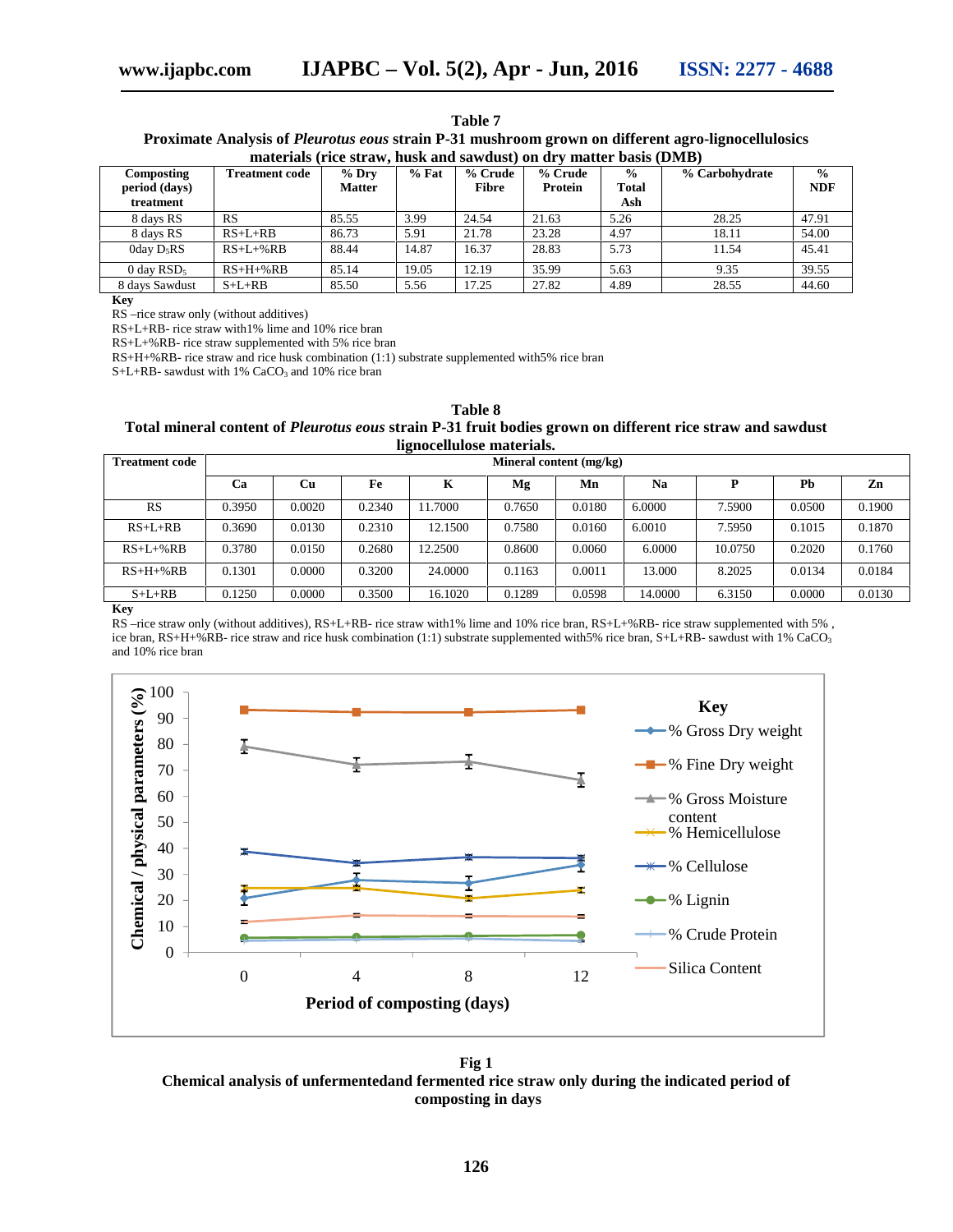**Table 7**
**Proximate Analysis of *Pleurotus eous* strain P-31 mushroom grown on different agro-lignocellulosics materials (rice straw, husk and sawdust) on dry matter basis (DMB)**

| Composting period (days) treatment | Treatment code | % Dry Matter | % Fat | % Crude Fibre | % Crude Protein | % Total Ash | % Carbohydrate | % NDF |
|---|---|---|---|---|---|---|---|---|
| 8 days RS | RS | 85.55 | 3.99 | 24.54 | 21.63 | 5.26 | 28.25 | 47.91 |
| 8 days RS | RS+L+RB | 86.73 | 5.91 | 21.78 | 23.28 | 4.97 | 18.11 | 54.00 |
| 0day $D_5$RS | RS+L+%RB | 88.44 | 14.87 | 16.37 | 28.83 | 5.73 | 11.54 | 45.41 |
| 0 day $RSD_5$ | RS+H+%RB | 85.14 | 19.05 | 12.19 | 35.99 | 5.63 | 9.35 | 39.55 |
| 8 days Sawdust | S+L+RB | 85.50 | 5.56 | 17.25 | 27.82 | 4.89 | 28.55 | 44.60 |

**Key**

RS –rice straw only (without additives)

RS+L+RB- rice straw with1% lime and 10% rice bran

RS+L+%RB- rice straw supplemented with 5% rice bran

RS+H+%RB- rice straw and rice husk combination (1:1) substrate supplemented with5% rice bran

S+L+RB- sawdust with 1% $CaCO_3$ and 10% rice bran

**Table 8**
**Total mineral content of *Pleurotus eous* strain P-31 fruit bodies grown on different rice straw and sawdust lignocellulose materials.**

| Treatment code | Mineral content (mg/kg) | | | | | | | | | |
|---|---|---|---|---|---|---|---|---|---|---|
| | Ca | Cu | Fe | K | Mg | Mn | Na | P | Pb | Zn |
| RS | 0.3950 | 0.0020 | 0.2340 | 11.7000 | 0.7650 | 0.0180 | 6.0000 | 7.5900 | 0.0500 | 0.1900 |
| RS+L+RB | 0.3690 | 0.0130 | 0.2310 | 12.1500 | 0.7580 | 0.0160 | 6.0010 | 7.5950 | 0.1015 | 0.1870 |
| RS+L+%RB | 0.3780 | 0.0150 | 0.2680 | 12.2500 | 0.8600 | 0.0060 | 6.0000 | 10.0750 | 0.2020 | 0.1760 |
| RS+H+%RB | 0.1301 | 0.0000 | 0.3200 | 24.0000 | 0.1163 | 0.0011 | 13.000 | 8.2025 | 0.0134 | 0.0184 |
| S+L+RB | 0.1250 | 0.0000 | 0.3500 | 16.1020 | 0.1289 | 0.0598 | 14.0000 | 6.3150 | 0.0000 | 0.0130 |

**Key**

RS –rice straw only (without additives), RS+L+RB- rice straw with1% lime and 10% rice bran, RS+L+%RB- rice straw supplemented with 5% , ice bran, RS+H+%RB- rice straw and rice husk combination (1:1) substrate supplemented with5% rice bran, S+L+RB- sawdust with 1% $CaCO_3$ and 10% rice bran

**Fig 1**
**Chemical analysis of unfermentedand fermented rice straw only during the indicated period of composting in days**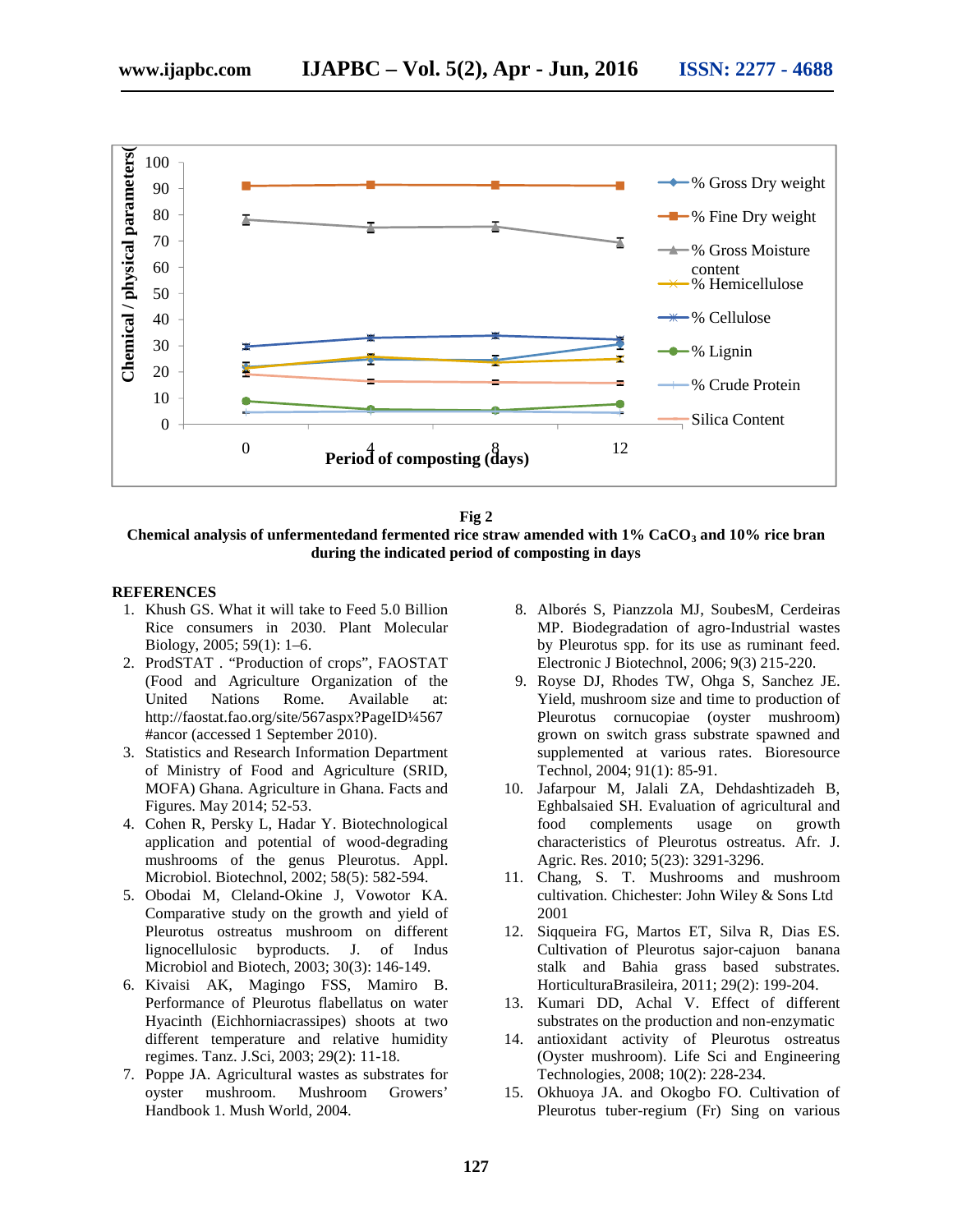**Fig 2**

**Chemical analysis of unfermentedand fermented rice straw amended with 1% $CaCO_3$ and 10% rice bran during the indicated period of composting in days**

## REFERENCES

1. Khush GS. What it will take to Feed 5.0 Billion Rice consumers in 2030. Plant Molecular Biology, 2005; 59(1): 1–6.
2. ProdSTAT . "Production of crops", FAOSTAT (Food and Agriculture Organization of the United Nations Rome. Available at: http://faostat.fao.org/site/567aspx?PageID¼567 #ancor (accessed 1 September 2010).
3. Statistics and Research Information Department of Ministry of Food and Agriculture (SRID, MOFA) Ghana. Agriculture in Ghana. Facts and Figures. May 2014; 52-53.
4. Cohen R, Persky L, Hadar Y. Biotechnological application and potential of wood-degrading mushrooms of the genus Pleurotus. Appl. Microbiol. Biotechnol, 2002; 58(5): 582-594.
5. Obodai M, Cleland-Okine J, Vowotor KA. Comparative study on the growth and yield of Pleurotus ostreatus mushroom on different lignocellulosic byproducts. J. of Indus Microbiol and Biotech, 2003; 30(3): 146-149.
6. Kivaisi AK, Magingo FSS, Mamiro B. Performance of Pleurotus flabellatus on water Hyacinth (Eichhorniacrassipes) shoots at two different temperature and relative humidity regimes. Tanz. J.Sci, 2003; 29(2): 11-18.
7. Poppe JA. Agricultural wastes as substrates for oyster mushroom. Mushroom Growers' Handbook 1. Mush World, 2004.
8. Alborés S, Pianzzola MJ, SoubesM, Cerdeiras MP. Biodegradation of agro-Industrial wastes by Pleurotus spp. for its use as ruminant feed. Electronic J Biotechnol, 2006; 9(3) 215-220.
9. Royse DJ, Rhodes TW, Ohga S, Sanchez JE. Yield, mushroom size and time to production of Pleurotus cornucopiae (oyster mushroom) grown on switch grass substrate spawned and supplemented at various rates. Bioresource Technol, 2004; 91(1): 85-91.
10. Jafarpour M, Jalali ZA, Dehdashtizadeh B, Eghbalsaied SH. Evaluation of agricultural and food complements usage on growth characteristics of Pleurotus ostreatus. Afr. J. Agric. Res. 2010; 5(23): 3291-3296.
11. Chang, S. T. Mushrooms and mushroom cultivation. Chichester: John Wiley & Sons Ltd 2001
12. Siqqueira FG, Martos ET, Silva R, Dias ES. Cultivation of Pleurotus sajor-cajuon banana stalk and Bahia grass based substrates. HorticulturaBrasileira, 2011; 29(2): 199-204.
13. Kumari DD, Achal V. Effect of different substrates on the production and non-enzymatic
14. antioxidant activity of Pleurotus ostreatus (Oyster mushroom). Life Sci and Engineering Technologies, 2008; 10(2): 228-234.
15. Okhuoya JA. and Okogbo FO. Cultivation of Pleurotus tuber-regium (Fr) Sing on various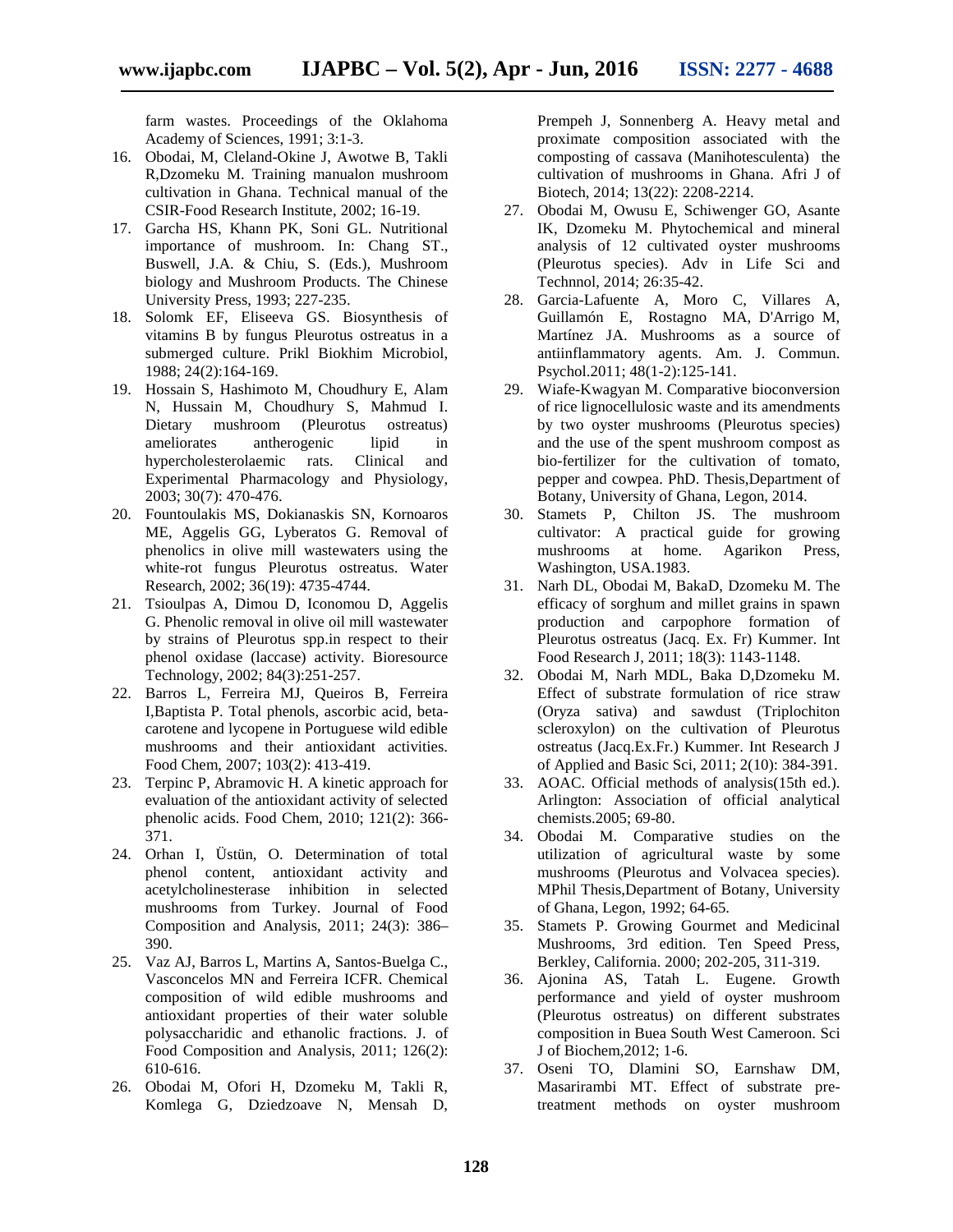farm wastes. Proceedings of the Oklahoma Academy of Sciences, 1991; 3:1-3.

16. Obodai, M, Cleland-Okine J, Awotwe B, Takli R,Dzomeku M. Training manualon mushroom cultivation in Ghana. Technical manual of the CSIR-Food Research Institute, 2002; 16-19.
17. Garcha HS, Khann PK, Soni GL. Nutritional importance of mushroom. In: Chang ST., Buswell, J.A. & Chiu, S. (Eds.), Mushroom biology and Mushroom Products. The Chinese University Press, 1993; 227-235.
18. Solomk EF, Eliseeva GS. Biosynthesis of vitamins B by fungus Pleurotus ostreatus in a submerged culture. Prikl Biokhim Microbiol, 1988; 24(2):164-169.
19. Hossain S, Hashimoto M, Choudhury E, Alam N, Hussain M, Choudhury S, Mahmud I. Dietary mushroom (Pleurotus ostreatus) ameliorates antherogenic lipid in hypercholesterolaemic rats. Clinical and Experimental Pharmacology and Physiology, 2003; 30(7): 470-476.
20. Fountoulakis MS, Dokianaskis SN, Kornoaros ME, Aggelis GG, Lyberatos G. Removal of phenolics in olive mill wastewaters using the white-rot fungus Pleurotus ostreatus. Water Research, 2002; 36(19): 4735-4744.
21. Tsioulpas A, Dimou D, Iconomou D, Aggelis G. Phenolic removal in olive oil mill wastewater by strains of Pleurotus spp.in respect to their phenol oxidase (laccase) activity. Bioresource Technology, 2002; 84(3):251-257.
22. Barros L, Ferreira MJ, Queiros B, Ferreira I,Baptista P. Total phenols, ascorbic acid, beta-carotene and lycopene in Portuguese wild edible mushrooms and their antioxidant activities. Food Chem, 2007; 103(2): 413-419.
23. Terpinc P, Abramovic H. A kinetic approach for evaluation of the antioxidant activity of selected phenolic acids. Food Chem, 2010; 121(2): 366-371.
24. Orhan I, Üstün, O. Determination of total phenol content, antioxidant activity and acetylcholinesterase inhibition in selected mushrooms from Turkey. Journal of Food Composition and Analysis, 2011; 24(3): 386–390.
25. Vaz AJ, Barros L, Martins A, Santos-Buelga C., Vasconcelos MN and Ferreira ICFR. Chemical composition of wild edible mushrooms and antioxidant properties of their water soluble polysaccharidic and ethanolic fractions. J. of Food Composition and Analysis, 2011; 126(2): 610-616.
26. Obodai M, Ofori H, Dzomeku M, Takli R, Komlega G, Dziedzoave N, Mensah D, Prempeh J, Sonnenberg A. Heavy metal and proximate composition associated with the composting of cassava (Manihotesculenta) the cultivation of mushrooms in Ghana. Afri J of Biotech, 2014; 13(22): 2208-2214.
27. Obodai M, Owusu E, Schiwenger GO, Asante IK, Dzomeku M. Phytochemical and mineral analysis of 12 cultivated oyster mushrooms (Pleurotus species). Adv in Life Sci and Technnol, 2014; 26:35-42.
28. Garcia-Lafuente A, Moro C, Villares A, Guillamón E, Rostagno MA, D'Arrigo M, Martínez JA. Mushrooms as a source of antiinflammatory agents. Am. J. Commun. Psychol.2011; 48(1-2):125-141.
29. Wiafe-Kwagyan M. Comparative bioconversion of rice lignocellulosic waste and its amendments by two oyster mushrooms (Pleurotus species) and the use of the spent mushroom compost as bio-fertilizer for the cultivation of tomato, pepper and cowpea. PhD. Thesis,Department of Botany, University of Ghana, Legon, 2014.
30. Stamets P, Chilton JS. The mushroom cultivator: A practical guide for growing mushrooms at home. Agarikon Press, Washington, USA.1983.
31. Narh DL, Obodai M, BakaD, Dzomeku M. The efficacy of sorghum and millet grains in spawn production and carpophore formation of Pleurotus ostreatus (Jacq. Ex. Fr) Kummer. Int Food Research J, 2011; 18(3): 1143-1148.
32. Obodai M, Narh MDL, Baka D,Dzomeku M. Effect of substrate formulation of rice straw (Oryza sativa) and sawdust (Triplochiton scleroxylon) on the cultivation of Pleurotus ostreatus (Jacq.Ex.Fr.) Kummer. Int Research J of Applied and Basic Sci, 2011; 2(10): 384-391.
33. AOAC. Official methods of analysis(15th ed.). Arlington: Association of official analytical chemists.2005; 69-80.
34. Obodai M. Comparative studies on the utilization of agricultural waste by some mushrooms (Pleurotus and Volvacea species). MPhil Thesis,Department of Botany, University of Ghana, Legon, 1992; 64-65.
35. Stamets P. Growing Gourmet and Medicinal Mushrooms, 3rd edition. Ten Speed Press, Berkley, California. 2000; 202-205, 311-319.
36. Ajonina AS, Tatah L. Eugene. Growth performance and yield of oyster mushroom (Pleurotus ostreatus) on different substrates composition in Buea South West Cameroon. Sci J of Biochem,2012; 1-6.
37. Oseni TO, Dlamini SO, Earnshaw DM, Masarirambi MT. Effect of substrate pre-treatment methods on oyster mushroom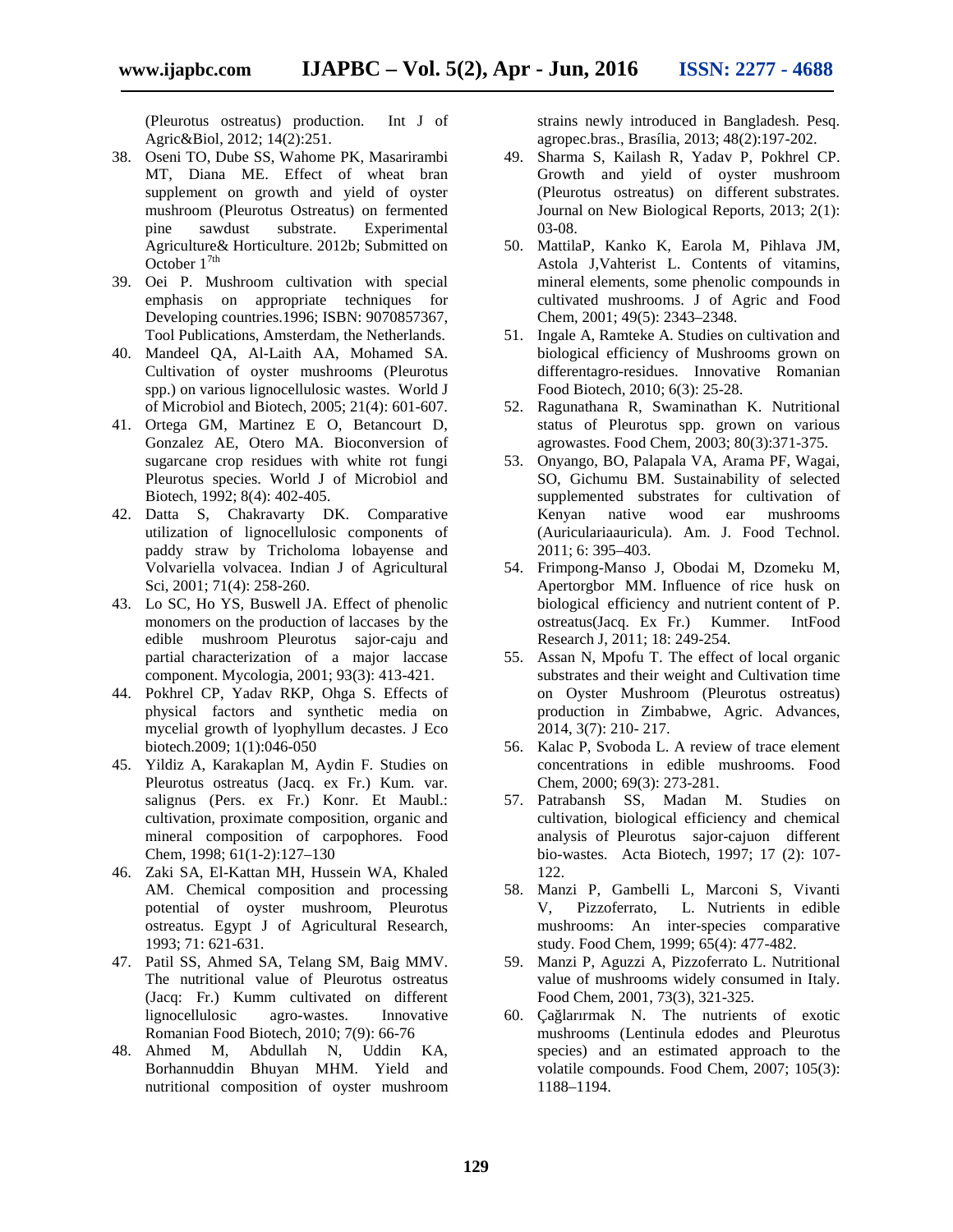(Pleurotus ostreatus) production. Int J of Agric&Biol, 2012; 14(2):251.

38. Oseni TO, Dube SS, Wahome PK, Masarirambi MT, Diana ME. Effect of wheat bran supplement on growth and yield of oyster mushroom (Pleurotus Ostreatus) on fermented pine sawdust substrate. Experimental Agriculture& Horticulture. 2012b; Submitted on October 1[7th]
39. Oei P. Mushroom cultivation with special emphasis on appropriate techniques for Developing countries.1996; ISBN: 9070857367, Tool Publications, Amsterdam, the Netherlands.
40. Mandeel QA, Al-Laith AA, Mohamed SA. Cultivation of oyster mushrooms (Pleurotus spp.) on various lignocellulosic wastes. World J of Microbiol and Biotech, 2005; 21(4): 601-607.
41. Ortega GM, Martinez E O, Betancourt D, Gonzalez AE, Otero MA. Bioconversion of sugarcane crop residues with white rot fungi Pleurotus species. World J of Microbiol and Biotech, 1992; 8(4): 402-405.
42. Datta S, Chakravarty DK. Comparative utilization of lignocellulosic components of paddy straw by Tricholoma lobayense and Volvariella volvacea. Indian J of Agricultural Sci, 2001; 71(4): 258-260.
43. Lo SC, Ho YS, Buswell JA. Effect of phenolic monomers on the production of laccases by the edible mushroom Pleurotus sajor-caju and partial characterization of a major laccase component. Mycologia, 2001; 93(3): 413-421.
44. Pokhrel CP, Yadav RKP, Ohga S. Effects of physical factors and synthetic media on mycelial growth of lyophyllum decastes. J Eco biotech.2009; 1(1):046-050
45. Yildiz A, Karakaplan M, Aydin F. Studies on Pleurotus ostreatus (Jacq. ex Fr.) Kum. var. salignus (Pers. ex Fr.) Konr. Et Maubl.: cultivation, proximate composition, organic and mineral composition of carpophores. Food Chem, 1998; 61(1-2):127–130
46. Zaki SA, El-Kattan MH, Hussein WA, Khaled AM. Chemical composition and processing potential of oyster mushroom, Pleurotus ostreatus. Egypt J of Agricultural Research, 1993; 71: 621-631.
47. Patil SS, Ahmed SA, Telang SM, Baig MMV. The nutritional value of Pleurotus ostreatus (Jacq: Fr.) Kumm cultivated on different lignocellulosic agro-wastes. Innovative Romanian Food Biotech, 2010; 7(9): 66-76
48. Ahmed M, Abdullah N, Uddin KA, Borhannuddin Bhuyan MHM. Yield and nutritional composition of oyster mushroom strains newly introduced in Bangladesh. Pesq. agropec.bras., Brasília, 2013; 48(2):197-202.
49. Sharma S, Kailash R, Yadav P, Pokhrel CP. Growth and yield of oyster mushroom (Pleurotus ostreatus) on different substrates. Journal on New Biological Reports, 2013; 2(1): 03-08.
50. MattilaP, Kanko K, Earola M, Pihlava JM, Astola J,Vahterist L. Contents of vitamins, mineral elements, some phenolic compounds in cultivated mushrooms. J of Agric and Food Chem, 2001; 49(5): 2343–2348.
51. Ingale A, Ramteke A. Studies on cultivation and biological efficiency of Mushrooms grown on differentagro-residues. Innovative Romanian Food Biotech, 2010; 6(3): 25-28.
52. Ragunathana R, Swaminathan K. Nutritional status of Pleurotus spp. grown on various agrowastes. Food Chem, 2003; 80(3):371-375.
53. Onyango, BO, Palapala VA, Arama PF, Wagai, SO, Gichumu BM. Sustainability of selected supplemented substrates for cultivation of Kenyan native wood ear mushrooms (Auriculariaauricula). Am. J. Food Technol. 2011; 6: 395–403.
54. Frimpong-Manso J, Obodai M, Dzomeku M, Apertorgbor MM. Influence of rice husk on biological efficiency and nutrient content of P. ostreatus(Jacq. Ex Fr.) Kummer. IntFood Research J, 2011; 18: 249-254.
55. Assan N, Mpofu T. The effect of local organic substrates and their weight and Cultivation time on Oyster Mushroom (Pleurotus ostreatus) production in Zimbabwe, Agric. Advances, 2014, 3(7): 210- 217.
56. Kalac P, Svoboda L. A review of trace element concentrations in edible mushrooms. Food Chem, 2000; 69(3): 273-281.
57. Patrabansh SS, Madan M. Studies on cultivation, biological efficiency and chemical analysis of Pleurotus sajor-cajuon different bio-wastes. Acta Biotech, 1997; 17 (2): 107-122.
58. Manzi P, Gambelli L, Marconi S, Vivanti V, Pizzoferrato, L. Nutrients in edible mushrooms: An inter-species comparative study. Food Chem, 1999; 65(4): 477-482.
59. Manzi P, Aguzzi A, Pizzoferrato L. Nutritional value of mushrooms widely consumed in Italy. Food Chem, 2001, 73(3), 321-325.
60. Çağlarırmak N. The nutrients of exotic mushrooms (Lentinula edodes and Pleurotus species) and an estimated approach to the volatile compounds. Food Chem, 2007; 105(3): 1188–1194.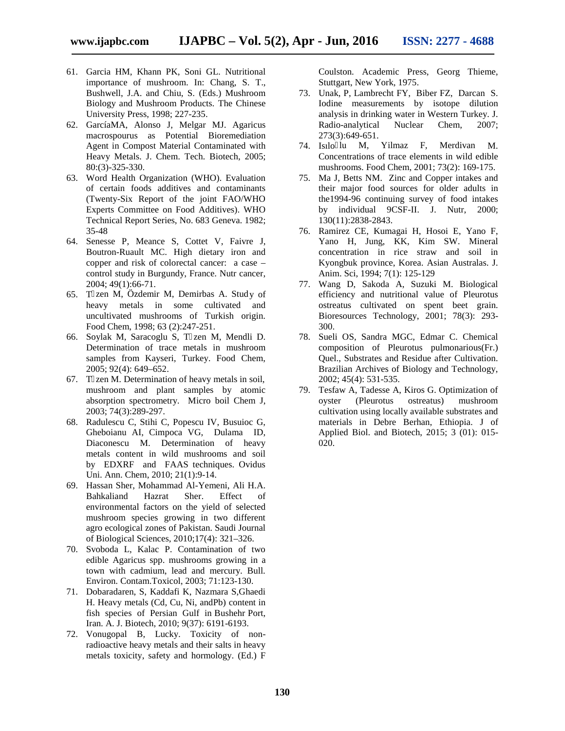61. Garcia HM, Khann PK, Soni GL. Nutritional importance of mushroom. In: Chang, S. T., Bushwell, J.A. and Chiu, S. (Eds.) Mushroom Biology and Mushroom Products. The Chinese University Press, 1998; 227-235.
62. GarcíaMA, Alonso J, Melgar MJ. Agaricus macrospourus as Potential Bioremediation Agent in Compost Material Contaminated with Heavy Metals. J. Chem. Tech. Biotech, 2005; 80:(3)-325-330.
63. Word Health Organization (WHO). Evaluation of certain foods additives and contaminants (Twenty-Six Report of the joint FAO/WHO Experts Committee on Food Additives). WHO Technical Report Series, No. 683 Geneva. 1982; 35-48
64. Senesse P, Meance S, Cottet V, Faivre J, Boutron-Ruault MC. High dietary iron and copper and risk of colorectal cancer: a case – control study in Burgundy, France. Nutr cancer, 2004; 49(1):66-71.
65. T zen M, Özdemir M, Demirbas A. Study of heavy metals in some cultivated and uncultivated mushrooms of Turkish origin. Food Chem, 1998; 63 (2):247-251.
66. Soylak M, Saracoglu S, T zen M, Mendli D. Determination of trace metals in mushroom samples from Kayseri, Turkey. Food Chem, 2005; 92(4): 649–652.
67. T zen M. Determination of heavy metals in soil, mushroom and plant samples by atomic absorption spectrometry. Micro boil Chem J, 2003; 74(3):289-297.
68. Radulescu C, Stihi C, Popescu IV, Busuioc G, Gheboianu AI, Cimpoca VG, Dulama ID, Diaconescu M. Determination of heavy metals content in wild mushrooms and soil by EDXRF and FAAS techniques. Ovidus Uni. Ann. Chem, 2010; 21(1):9-14.
69. Hassan Sher, Mohammad Al-Yemeni, Ali H.A. Bahkaliand Hazrat Sher. Effect of environmental factors on the yield of selected mushroom species growing in two different agro ecological zones of Pakistan. Saudi Journal of Biological Sciences, 2010;17(4): 321–326.
70. Svoboda L, Kalac P. Contamination of two edible Agaricus spp. mushrooms growing in a town with cadmium, lead and mercury. Bull. Environ. Contam.Toxicol, 2003; 71:123-130.
71. Dobaradaren, S, Kaddafi K, Nazmara S,Ghaedi H. Heavy metals (Cd, Cu, Ni, andPb) content in fish species of Persian Gulf in Bushehr Port, Iran. A. J. Biotech, 2010; 9(37): 6191-6193.
72. Vonugopal B, Lucky. Toxicity of non-radioactive heavy metals and their salts in heavy metals toxicity, safety and hormology. (Ed.) F Coulston. Academic Press, Georg Thieme, Stuttgart, New York, 1975.
73. Unak, P, Lambrecht FY, Biber FZ, Darcan S. Iodine measurements by isotope dilution analysis in drinking water in Western Turkey. J. Radio-analytical Nuclear Chem, 2007; 273(3):649-651.
74. Isılo lu M, Yilmaz F, Merdivan M. Concentrations of trace elements in wild edible mushrooms. Food Chem, 2001; 73(2): 169-175.
75. Ma J, Betts NM. Zinc and Copper intakes and their major food sources for older adults in the1994-96 continuing survey of food intakes by individual 9CSF-II. J. Nutr, 2000; 130(11):2838-2843.
76. Ramirez CE, Kumagai H, Hosoi E, Yano F, Yano H, Jung, KK, Kim SW. Mineral concentration in rice straw and soil in Kyongbuk province, Korea. Asian Australas. J. Anim. Sci, 1994; 7(1): 125-129
77. Wang D, Sakoda A, Suzuki M. Biological efficiency and nutritional value of Pleurotus ostreatus cultivated on spent beet grain. Bioresources Technology, 2001; 78(3): 293-300.
78. Sueli OS, Sandra MGC, Edmar C. Chemical composition of Pleurotus pulmonarious(Fr.) Quel., Substrates and Residue after Cultivation. Brazilian Archives of Biology and Technology, 2002; 45(4): 531-535.
79. Tesfaw A, Tadesse A, Kiros G. Optimization of oyster (Pleurotus ostreatus) mushroom cultivation using locally available substrates and materials in Debre Berhan, Ethiopia. J of Applied Biol. and Biotech, 2015; 3 (01): 015-020.